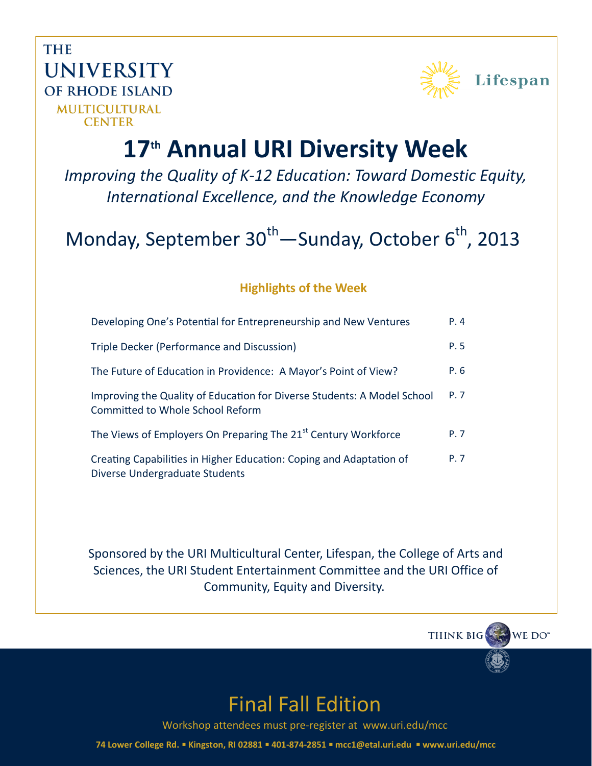THE UNIVERSITY OF RHODE ISLAND
MULTICULTURAL CENTER

Lifespan

# 17th Annual URI Diversity Week

*Improving the Quality of K-12 Education: Toward Domestic Equity, International Excellence, and the Knowledge Economy*

## Monday, September 30th—Sunday, October 6th, 2013

### Highlights of the Week

| | |
|---|---|
| Developing One's Potential for Entrepreneurship and New Ventures | P. 4 |
| Triple Decker (Performance and Discussion) | P. 5 |
| The Future of Education in Providence: A Mayor's Point of View? | P. 6 |
| Improving the Quality of Education for Diverse Students: A Model School Committed to Whole School Reform | P. 7 |
| The Views of Employers On Preparing The 21st Century Workforce | P. 7 |
| Creating Capabilities in Higher Education: Coping and Adaptation of Diverse Undergraduate Students | P. 7 |

Sponsored by the URI Multicultural Center, Lifespan, the College of Arts and Sciences, the URI Student Entertainment Committee and the URI Office of Community, Equity and Diversity.

THINK BIG WE DO™

## Final Fall Edition

Workshop attendees must pre-register at www.uri.edu/mcc

**74 Lower College Rd. ▪ Kingston, RI 02881 ▪ 401-874-2851 ▪ mcc1@etal.uri.edu ▪ www.uri.edu/mcc**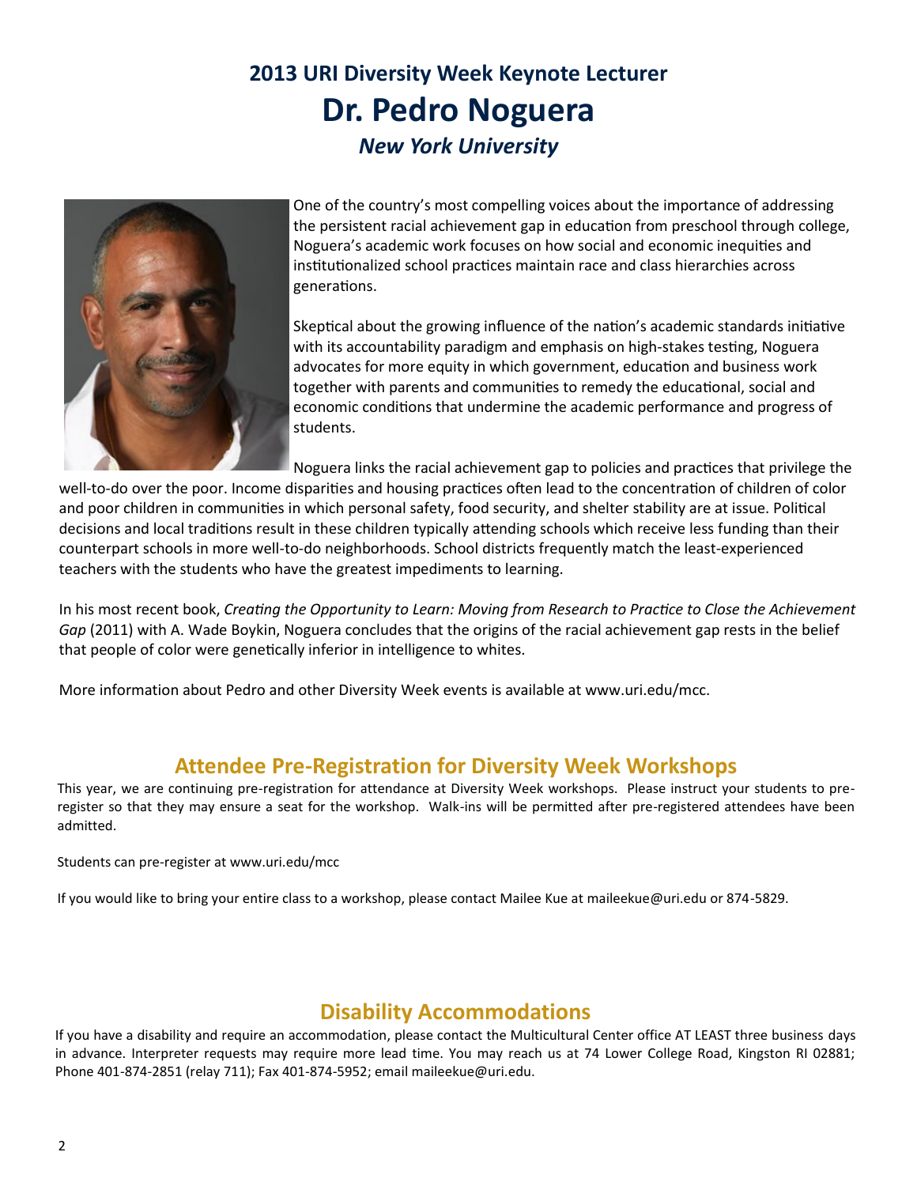# 2013 URI Diversity Week Keynote Lecturer

# Dr. Pedro Noguera

### *New York University*

One of the country's most compelling voices about the importance of addressing the persistent racial achievement gap in education from preschool through college, Noguera's academic work focuses on how social and economic inequities and institutionalized school practices maintain race and class hierarchies across generations.

Skeptical about the growing influence of the nation's academic standards initiative with its accountability paradigm and emphasis on high-stakes testing, Noguera advocates for more equity in which government, education and business work together with parents and communities to remedy the educational, social and economic conditions that undermine the academic performance and progress of students.

Noguera links the racial achievement gap to policies and practices that privilege the well-to-do over the poor. Income disparities and housing practices often lead to the concentration of children of color and poor children in communities in which personal safety, food security, and shelter stability are at issue. Political decisions and local traditions result in these children typically attending schools which receive less funding than their counterpart schools in more well-to-do neighborhoods. School districts frequently match the least-experienced teachers with the students who have the greatest impediments to learning.

In his most recent book, *Creating the Opportunity to Learn: Moving from Research to Practice to Close the Achievement Gap* (2011) with A. Wade Boykin, Noguera concludes that the origins of the racial achievement gap rests in the belief that people of color were genetically inferior in intelligence to whites.

More information about Pedro and other Diversity Week events is available at www.uri.edu/mcc.

## Attendee Pre-Registration for Diversity Week Workshops

This year, we are continuing pre-registration for attendance at Diversity Week workshops. Please instruct your students to pre-register so that they may ensure a seat for the workshop. Walk-ins will be permitted after pre-registered attendees have been admitted.

Students can pre-register at www.uri.edu/mcc

If you would like to bring your entire class to a workshop, please contact Mailee Kue at maileekue@uri.edu or 874-5829.

## Disability Accommodations

If you have a disability and require an accommodation, please contact the Multicultural Center office AT LEAST three business days in advance. Interpreter requests may require more lead time. You may reach us at 74 Lower College Road, Kingston RI 02881; Phone 401-874-2851 (relay 711); Fax 401-874-5952; email maileekue@uri.edu.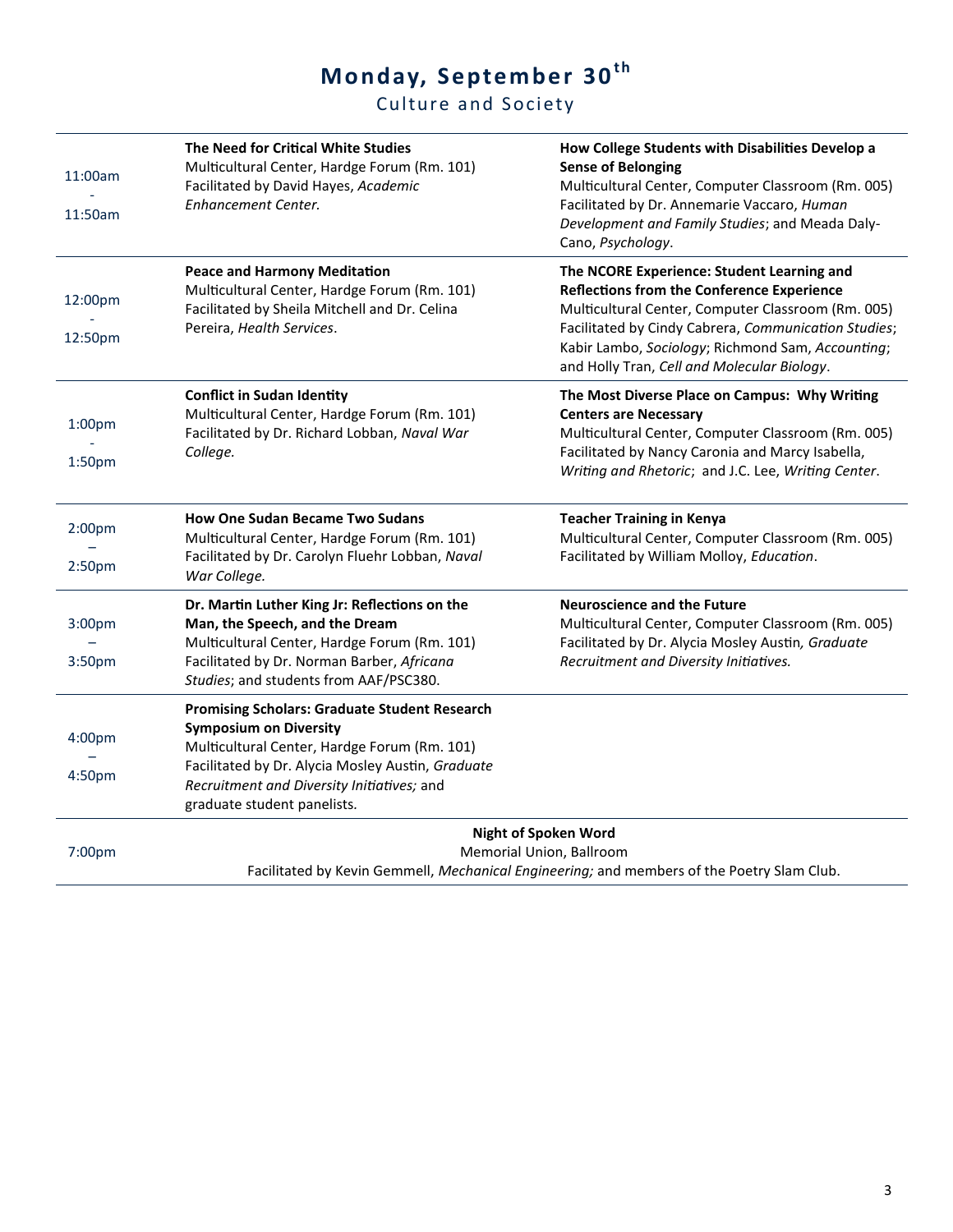# Monday, September 30th

## Culture and Society

| Time | Session | Session |
|---|---|---|
| 11:00am - 11:50am | **The Need for Critical White Studies**<br>Multicultural Center, Hardge Forum (Rm. 101)<br>Facilitated by David Hayes, *Academic Enhancement Center.* | **How College Students with Disabilities Develop a Sense of Belonging**<br>Multicultural Center, Computer Classroom (Rm. 005)<br>Facilitated by Dr. Annemarie Vaccaro, *Human Development and Family Studies*; and Meada Daly-Cano, *Psychology*. |
| 12:00pm - 12:50pm | **Peace and Harmony Meditation**<br>Multicultural Center, Hardge Forum (Rm. 101)<br>Facilitated by Sheila Mitchell and Dr. Celina Pereira, *Health Services*. | **The NCORE Experience: Student Learning and Reflections from the Conference Experience**<br>Multicultural Center, Computer Classroom (Rm. 005)<br>Facilitated by Cindy Cabrera, *Communication Studies*; Kabir Lambo, *Sociology*; Richmond Sam, *Accounting*; and Holly Tran, *Cell and Molecular Biology*. |
| 1:00pm - 1:50pm | **Conflict in Sudan Identity**<br>Multicultural Center, Hardge Forum (Rm. 101)<br>Facilitated by Dr. Richard Lobban, *Naval War College.* | **The Most Diverse Place on Campus: Why Writing Centers are Necessary**<br>Multicultural Center, Computer Classroom (Rm. 005)<br>Facilitated by Nancy Caronia and Marcy Isabella, *Writing and Rhetoric*; and J.C. Lee, *Writing Center*. |
| 2:00pm – 2:50pm | **How One Sudan Became Two Sudans**<br>Multicultural Center, Hardge Forum (Rm. 101)<br>Facilitated by Dr. Carolyn Fluehr Lobban, *Naval War College.* | **Teacher Training in Kenya**<br>Multicultural Center, Computer Classroom (Rm. 005)<br>Facilitated by William Molloy, *Education*. |
| 3:00pm – 3:50pm | **Dr. Martin Luther King Jr: Reflections on the Man, the Speech, and the Dream**<br>Multicultural Center, Hardge Forum (Rm. 101)<br>Facilitated by Dr. Norman Barber, *Africana Studies*; and students from AAF/PSC380. | **Neuroscience and the Future**<br>Multicultural Center, Computer Classroom (Rm. 005)<br>Facilitated by Dr. Alycia Mosley Austin*, Graduate Recruitment and Diversity Initiatives.* |
| 4:00pm – 4:50pm | **Promising Scholars: Graduate Student Research Symposium on Diversity**<br>Multicultural Center, Hardge Forum (Rm. 101)<br>Facilitated by Dr. Alycia Mosley Austin, *Graduate Recruitment and Diversity Initiatives;* and graduate student panelists. | |
| 7:00pm | **Night of Spoken Word**<br>Memorial Union, Ballroom<br>Facilitated by Kevin Gemmell, *Mechanical Engineering;* and members of the Poetry Slam Club. | |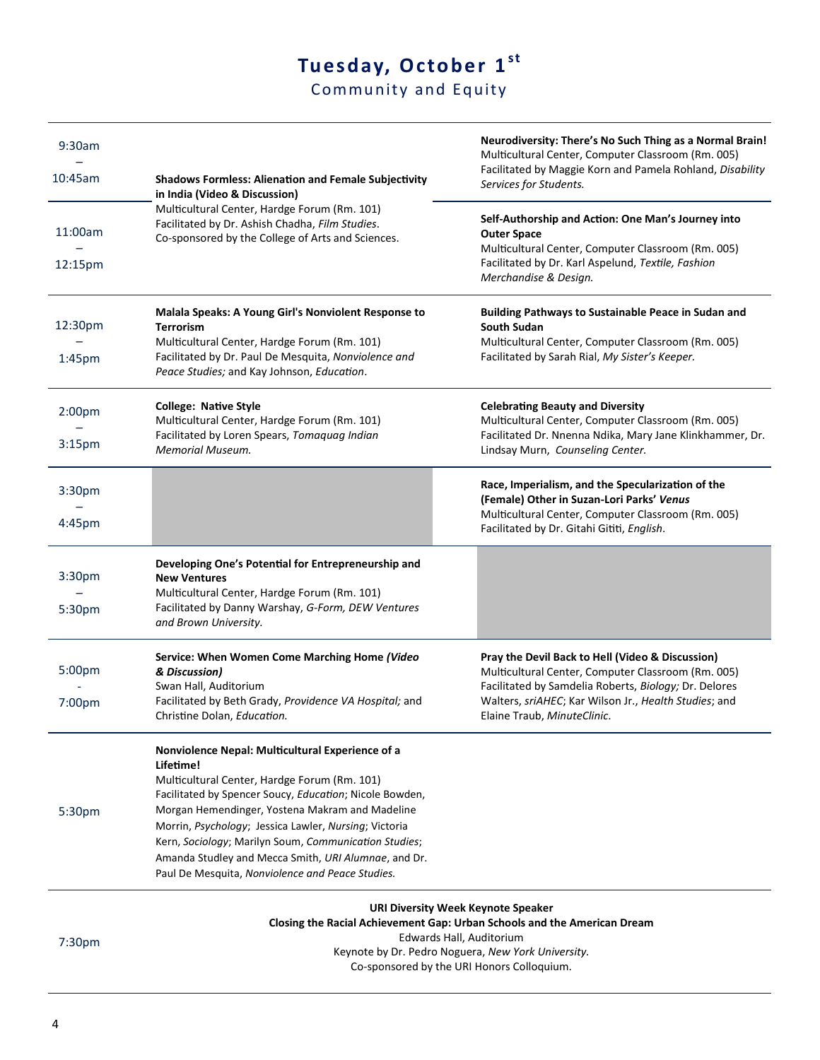# Tuesday, October 1st

## Community and Equity

| Time | Hardge Forum / Other | Computer Classroom |
|---|---|---|
| 9:30am – 10:45am | **Shadows Formless: Alienation and Female Subjectivity in India (Video & Discussion)**<br>Multicultural Center, Hardge Forum (Rm. 101)<br>Facilitated by Dr. Ashish Chadha, *Film Studies*.<br>Co-sponsored by the College of Arts and Sciences. | **Neurodiversity: There's No Such Thing as a Normal Brain!**<br>Multicultural Center, Computer Classroom (Rm. 005)<br>Facilitated by Maggie Korn and Pamela Rohland, *Disability Services for Students.* |
| 11:00am – 12:15pm | | **Self-Authorship and Action: One Man's Journey into Outer Space**<br>Multicultural Center, Computer Classroom (Rm. 005)<br>Facilitated by Dr. Karl Aspelund, *Textile, Fashion Merchandise & Design.* |
| 12:30pm – 1:45pm | **Malala Speaks: A Young Girl's Nonviolent Response to Terrorism**<br>Multicultural Center, Hardge Forum (Rm. 101)<br>Facilitated by Dr. Paul De Mesquita, *Nonviolence and Peace Studies;* and Kay Johnson, *Education*. | **Building Pathways to Sustainable Peace in Sudan and South Sudan**<br>Multicultural Center, Computer Classroom (Rm. 005)<br>Facilitated by Sarah Rial, *My Sister's Keeper.* |
| 2:00pm – 3:15pm | **College: Native Style**<br>Multicultural Center, Hardge Forum (Rm. 101)<br>Facilitated by Loren Spears, *Tomaquag Indian Memorial Museum.* | **Celebrating Beauty and Diversity**<br>Multicultural Center, Computer Classroom (Rm. 005)<br>Facilitated Dr. Nnenna Ndika, Mary Jane Klinkhammer, Dr. Lindsay Murn, *Counseling Center.* |
| 3:30pm – 4:45pm | | **Race, Imperialism, and the Specularization of the (Female) Other in Suzan-Lori Parks' *Venus***<br>Multicultural Center, Computer Classroom (Rm. 005)<br>Facilitated by Dr. Gitahi Gititi, *English*. |
| 3:30pm – 5:30pm | **Developing One's Potential for Entrepreneurship and New Ventures**<br>Multicultural Center, Hardge Forum (Rm. 101)<br>Facilitated by Danny Warshay, *G-Form, DEW Ventures and Brown University.* | |
| 5:00pm - 7:00pm | **Service: When Women Come Marching Home *(Video & Discussion)***<br>Swan Hall, Auditorium<br>Facilitated by Beth Grady, *Providence VA Hospital;* and Christine Dolan, *Education.* | **Pray the Devil Back to Hell (Video & Discussion)**<br>Multicultural Center, Computer Classroom (Rm. 005)<br>Facilitated by Samdelia Roberts, *Biology;* Dr. Delores Walters, *sriAHEC*; Kar Wilson Jr., *Health Studies*; and Elaine Traub, *MinuteClinic*. |
| 5:30pm | **Nonviolence Nepal: Multicultural Experience of a Lifetime!**<br>Multicultural Center, Hardge Forum (Rm. 101)<br>Facilitated by Spencer Soucy, *Education*; Nicole Bowden, Morgan Hemendinger, Yostena Makram and Madeline Morrin, *Psychology*; Jessica Lawler, *Nursing*; Victoria Kern, *Sociology*; Marilyn Soum, *Communication Studies*; Amanda Studley and Mecca Smith, *URI Alumnae*, and Dr. Paul De Mesquita, *Nonviolence and Peace Studies.* | |
| 7:30pm | **URI Diversity Week Keynote Speaker**<br>**Closing the Racial Achievement Gap: Urban Schools and the American Dream**<br>Edwards Hall, Auditorium<br>Keynote by Dr. Pedro Noguera, *New York University.*<br>Co-sponsored by the URI Honors Colloquium. | |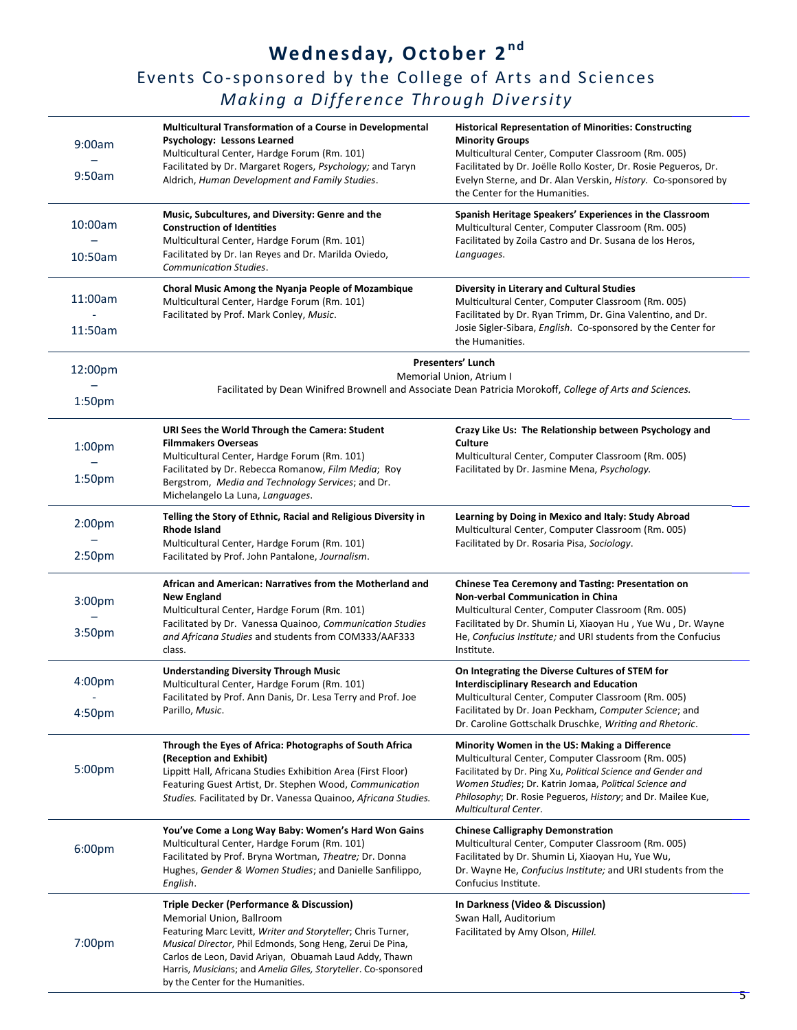# Wednesday, October 2nd

## Events Co-sponsored by the College of Arts and Sciences

### *Making a Difference Through Diversity*

| Time | Hardge Forum / Other | Computer Classroom / Other |
|---|---|---|
| 9:00am – 9:50am | **Multicultural Transformation of a Course in Developmental Psychology: Lessons Learned**<br>Multicultural Center, Hardge Forum (Rm. 101)<br>Facilitated by Dr. Margaret Rogers, *Psychology;* and Taryn Aldrich, *Human Development and Family Studies*. | **Historical Representation of Minorities: Constructing Minority Groups**<br>Multicultural Center, Computer Classroom (Rm. 005)<br>Facilitated by Dr. Joëlle Rollo Koster, Dr. Rosie Pegueros, Dr. Evelyn Sterne, and Dr. Alan Verskin, *History.* Co-sponsored by the Center for the Humanities. |
| 10:00am – 10:50am | **Music, Subcultures, and Diversity: Genre and the Construction of Identities**<br>Multicultural Center, Hardge Forum (Rm. 101)<br>Facilitated by Dr. Ian Reyes and Dr. Marilda Oviedo, *Communication Studies*. | **Spanish Heritage Speakers' Experiences in the Classroom**<br>Multicultural Center, Computer Classroom (Rm. 005)<br>Facilitated by Zoila Castro and Dr. Susana de los Heros, *Languages*. |
| 11:00am - 11:50am | **Choral Music Among the Nyanja People of Mozambique**<br>Multicultural Center, Hardge Forum (Rm. 101)<br>Facilitated by Prof. Mark Conley, *Music*. | **Diversity in Literary and Cultural Studies**<br>Multicultural Center, Computer Classroom (Rm. 005)<br>Facilitated by Dr. Ryan Trimm, Dr. Gina Valentino, and Dr. Josie Sigler-Sibara, *English*. Co-sponsored by the Center for the Humanities. |
| 12:00pm – 1:50pm | **Presenters' Lunch**<br>Memorial Union, Atrium I<br>Facilitated by Dean Winifred Brownell and Associate Dean Patricia Morokoff, *College of Arts and Sciences.* | |
| 1:00pm – 1:50pm | **URI Sees the World Through the Camera: Student Filmmakers Overseas**<br>Multicultural Center, Hardge Forum (Rm. 101)<br>Facilitated by Dr. Rebecca Romanow, *Film Media*; Roy Bergstrom, *Media and Technology Services*; and Dr. Michelangelo La Luna, *Languages*. | **Crazy Like Us: The Relationship between Psychology and Culture**<br>Multicultural Center, Computer Classroom (Rm. 005)<br>Facilitated by Dr. Jasmine Mena, *Psychology.* |
| 2:00pm – 2:50pm | **Telling the Story of Ethnic, Racial and Religious Diversity in Rhode Island**<br>Multicultural Center, Hardge Forum (Rm. 101)<br>Facilitated by Prof. John Pantalone, *Journalism*. | **Learning by Doing in Mexico and Italy: Study Abroad**<br>Multicultural Center, Computer Classroom (Rm. 005)<br>Facilitated by Dr. Rosaria Pisa, *Sociology*. |
| 3:00pm – 3:50pm | **African and American: Narratives from the Motherland and New England**<br>Multicultural Center, Hardge Forum (Rm. 101)<br>Facilitated by Dr. Vanessa Quainoo, *Communication Studies and Africana Studies* and students from COM333/AAF333 class. | **Chinese Tea Ceremony and Tasting: Presentation on Non-verbal Communication in China**<br>Multicultural Center, Computer Classroom (Rm. 005)<br>Facilitated by Dr. Shumin Li, Xiaoyan Hu , Yue Wu , Dr. Wayne He, *Confucius Institute;* and URI students from the Confucius Institute. |
| 4:00pm - 4:50pm | **Understanding Diversity Through Music**<br>Multicultural Center, Hardge Forum (Rm. 101)<br>Facilitated by Prof. Ann Danis, Dr. Lesa Terry and Prof. Joe Parillo, *Music*. | **On Integrating the Diverse Cultures of STEM for Interdisciplinary Research and Education**<br>Multicultural Center, Computer Classroom (Rm. 005)<br>Facilitated by Dr. Joan Peckham, *Computer Science*; and Dr. Caroline Gottschalk Druschke, *Writing and Rhetoric*. |
| 5:00pm | **Through the Eyes of Africa: Photographs of South Africa (Reception and Exhibit)**<br>Lippitt Hall, Africana Studies Exhibition Area (First Floor)<br>Featuring Guest Artist, Dr. Stephen Wood, *Communication Studies.* Facilitated by Dr. Vanessa Quainoo, *Africana Studies.* | **Minority Women in the US: Making a Difference**<br>Multicultural Center, Computer Classroom (Rm. 005)<br>Facilitated by Dr. Ping Xu, *Political Science and Gender and Women Studies*; Dr. Katrin Jomaa, *Political Science and Philosophy*; Dr. Rosie Pegueros, *History*; and Dr. Mailee Kue, *Multicultural Center*. |
| 6:00pm | **You've Come a Long Way Baby: Women's Hard Won Gains**<br>Multicultural Center, Hardge Forum (Rm. 101)<br>Facilitated by Prof. Bryna Wortman, *Theatre;* Dr. Donna Hughes, *Gender & Women Studies*; and Danielle Sanfilippo, *English*. | **Chinese Calligraphy Demonstration**<br>Multicultural Center, Computer Classroom (Rm. 005)<br>Facilitated by Dr. Shumin Li, Xiaoyan Hu, Yue Wu, Dr. Wayne He, *Confucius Institute;* and URI students from the Confucius Institute. |
| 7:00pm | **Triple Decker (Performance & Discussion)**<br>Memorial Union, Ballroom<br>Featuring Marc Levitt, *Writer and Storyteller*; Chris Turner, *Musical Director*, Phil Edmonds, Song Heng, Zerui De Pina, Carlos de Leon, David Ariyan, Obuamah Laud Addy, Thawn Harris, *Musicians*; and *Amelia Giles, Storyteller*. Co-sponsored by the Center for the Humanities. | **In Darkness (Video & Discussion)**<br>Swan Hall, Auditorium<br>Facilitated by Amy Olson, *Hillel.* |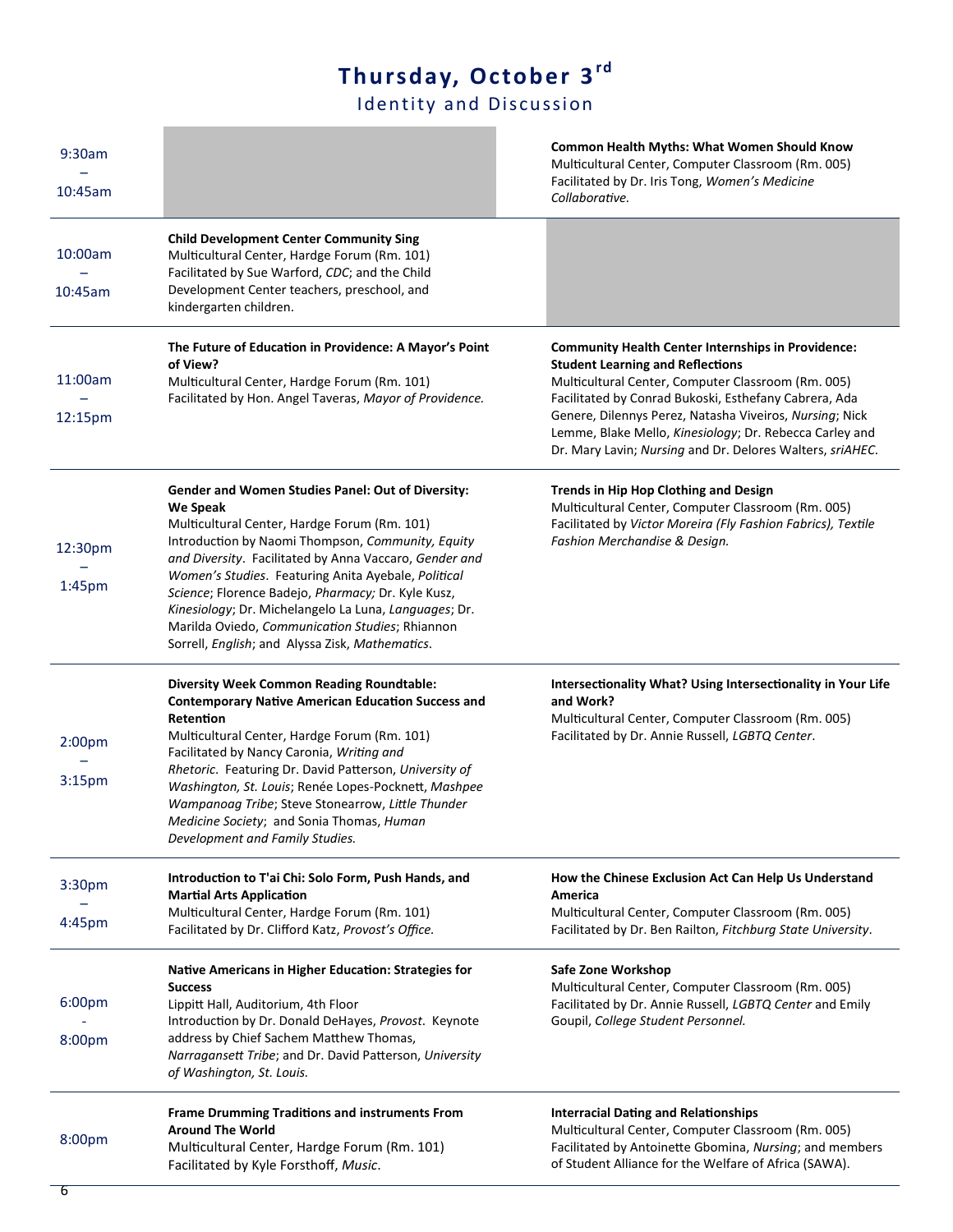# Thursday, October 3rd

## Identity and Discussion

| Time | Multicultural Center, Hardge Forum | Multicultural Center, Computer Classroom |
|---|---|---|
| 9:30am – 10:45am | | **Common Health Myths: What Women Should Know** Multicultural Center, Computer Classroom (Rm. 005) Facilitated by Dr. Iris Tong, *Women's Medicine Collaborative.* |
| 10:00am – 10:45am | **Child Development Center Community Sing** Multicultural Center, Hardge Forum (Rm. 101) Facilitated by Sue Warford, *CDC*; and the Child Development Center teachers, preschool, and kindergarten children. | |
| 11:00am – 12:15pm | **The Future of Education in Providence: A Mayor's Point of View?** Multicultural Center, Hardge Forum (Rm. 101) Facilitated by Hon. Angel Taveras, *Mayor of Providence.* | **Community Health Center Internships in Providence: Student Learning and Reflections** Multicultural Center, Computer Classroom (Rm. 005) Facilitated by Conrad Bukoski, Esthefany Cabrera, Ada Genere, Dilennys Perez, Natasha Viveiros, *Nursing*; Nick Lemme, Blake Mello, *Kinesiology*; Dr. Rebecca Carley and Dr. Mary Lavin; *Nursing* and Dr. Delores Walters, *sriAHEC*. |
| 12:30pm – 1:45pm | **Gender and Women Studies Panel: Out of Diversity: We Speak** Multicultural Center, Hardge Forum (Rm. 101) Introduction by Naomi Thompson, *Community, Equity and Diversity*. Facilitated by Anna Vaccaro, *Gender and Women's Studies*. Featuring Anita Ayebale, *Political Science*; Florence Badejo, *Pharmacy;* Dr. Kyle Kusz, *Kinesiology*; Dr. Michelangelo La Luna, *Languages*; Dr. Marilda Oviedo, *Communication Studies*; Rhiannon Sorrell, *English*; and Alyssa Zisk, *Mathematics*. | **Trends in Hip Hop Clothing and Design** Multicultural Center, Computer Classroom (Rm. 005) Facilitated by *Victor Moreira (Fly Fashion Fabrics), Textile Fashion Merchandise & Design.* |
| 2:00pm – 3:15pm | **Diversity Week Common Reading Roundtable: Contemporary Native American Education Success and Retention** Multicultural Center, Hardge Forum (Rm. 101) Facilitated by Nancy Caronia, *Writing and Rhetoric*. Featuring Dr. David Patterson, *University of Washington, St. Louis*; Renée Lopes-Pocknett, *Mashpee Wampanoag Tribe*; Steve Stonearrow, *Little Thunder Medicine Society*; and Sonia Thomas, *Human Development and Family Studies.* | **Intersectionality What? Using Intersectionality in Your Life and Work?** Multicultural Center, Computer Classroom (Rm. 005) Facilitated by Dr. Annie Russell, *LGBTQ Center*. |
| 3:30pm – 4:45pm | **Introduction to T'ai Chi: Solo Form, Push Hands, and Martial Arts Application** Multicultural Center, Hardge Forum (Rm. 101) Facilitated by Dr. Clifford Katz, *Provost's Office.* | **How the Chinese Exclusion Act Can Help Us Understand America** Multicultural Center, Computer Classroom (Rm. 005) Facilitated by Dr. Ben Railton, *Fitchburg State University*. |
| 6:00pm - 8:00pm | **Native Americans in Higher Education: Strategies for Success** Lippitt Hall, Auditorium, 4th Floor Introduction by Dr. Donald DeHayes, *Provost*. Keynote address by Chief Sachem Matthew Thomas, *Narragansett Tribe*; and Dr. David Patterson, *University of Washington, St. Louis.* | **Safe Zone Workshop** Multicultural Center, Computer Classroom (Rm. 005) Facilitated by Dr. Annie Russell, *LGBTQ Center* and Emily Goupil, *College Student Personnel.* |
| 8:00pm | **Frame Drumming Traditions and instruments From Around The World** Multicultural Center, Hardge Forum (Rm. 101) Facilitated by Kyle Forsthoff, *Music*. | **Interracial Dating and Relationships** Multicultural Center, Computer Classroom (Rm. 005) Facilitated by Antoinette Gbomina, *Nursing*; and members of Student Alliance for the Welfare of Africa (SAWA). |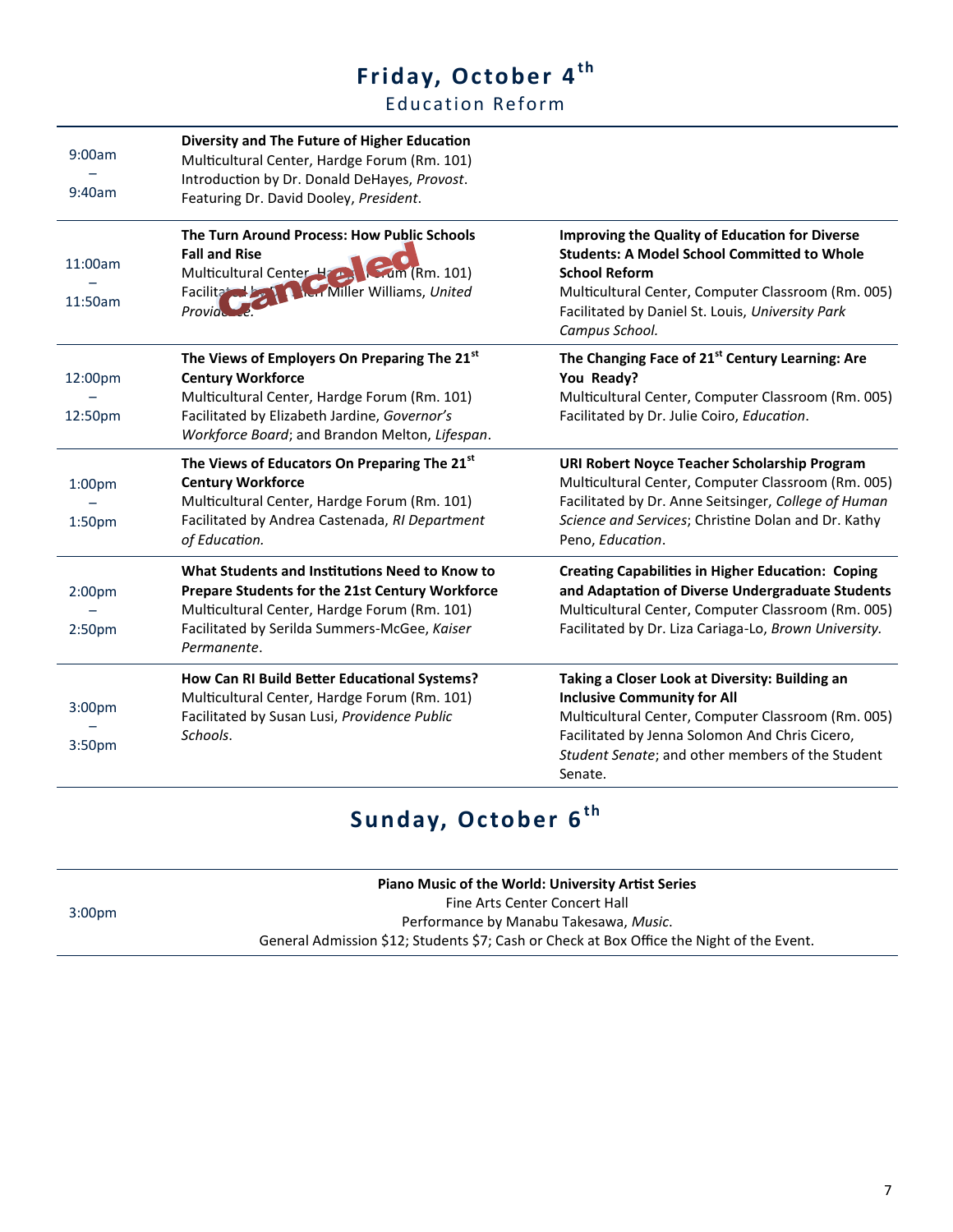# Friday, October 4th

## Education Reform

| Time | Session | Session |
|---|---|---|
| 9:00am – 9:40am | **Diversity and The Future of Higher Education** Multicultural Center, Hardge Forum (Rm. 101) Introduction by Dr. Donald DeHayes, *Provost*. Featuring Dr. David Dooley, *President*. | |
| 11:00am – 11:50am | **The Turn Around Process: How Public Schools Fall and Rise** Multicultural Center, Hardge Forum (Rm. 101) Facilitated by ... Miller Williams, *United Providence*. **Canceled** | **Improving the Quality of Education for Diverse Students: A Model School Committed to Whole School Reform** Multicultural Center, Computer Classroom (Rm. 005) Facilitated by Daniel St. Louis, *University Park Campus School.* |
| 12:00pm – 12:50pm | **The Views of Employers On Preparing The 21st Century Workforce** Multicultural Center, Hardge Forum (Rm. 101) Facilitated by Elizabeth Jardine, *Governor's Workforce Board*; and Brandon Melton, *Lifespan*. | **The Changing Face of 21st Century Learning: Are You Ready?** Multicultural Center, Computer Classroom (Rm. 005) Facilitated by Dr. Julie Coiro, *Education*. |
| 1:00pm – 1:50pm | **The Views of Educators On Preparing The 21st Century Workforce** Multicultural Center, Hardge Forum (Rm. 101) Facilitated by Andrea Castenada, *RI Department of Education.* | **URI Robert Noyce Teacher Scholarship Program** Multicultural Center, Computer Classroom (Rm. 005) Facilitated by Dr. Anne Seitsinger, *College of Human Science and Services*; Christine Dolan and Dr. Kathy Peno, *Education*. |
| 2:00pm – 2:50pm | **What Students and Institutions Need to Know to Prepare Students for the 21st Century Workforce** Multicultural Center, Hardge Forum (Rm. 101) Facilitated by Serilda Summers-McGee, *Kaiser Permanente*. | **Creating Capabilities in Higher Education: Coping and Adaptation of Diverse Undergraduate Students** Multicultural Center, Computer Classroom (Rm. 005) Facilitated by Dr. Liza Cariaga-Lo, *Brown University.* |
| 3:00pm – 3:50pm | **How Can RI Build Better Educational Systems?** Multicultural Center, Hardge Forum (Rm. 101) Facilitated by Susan Lusi, *Providence Public Schools*. | **Taking a Closer Look at Diversity: Building an Inclusive Community for All** Multicultural Center, Computer Classroom (Rm. 005) Facilitated by Jenna Solomon And Chris Cicero, *Student Senate*; and other members of the Student Senate. |

# Sunday, October 6th

| Time | Event |
|---|---|
| 3:00pm | **Piano Music of the World: University Artist Series** Fine Arts Center Concert Hall Performance by Manabu Takesawa, *Music*. General Admission $12; Students $7; Cash or Check at Box Office the Night of the Event. |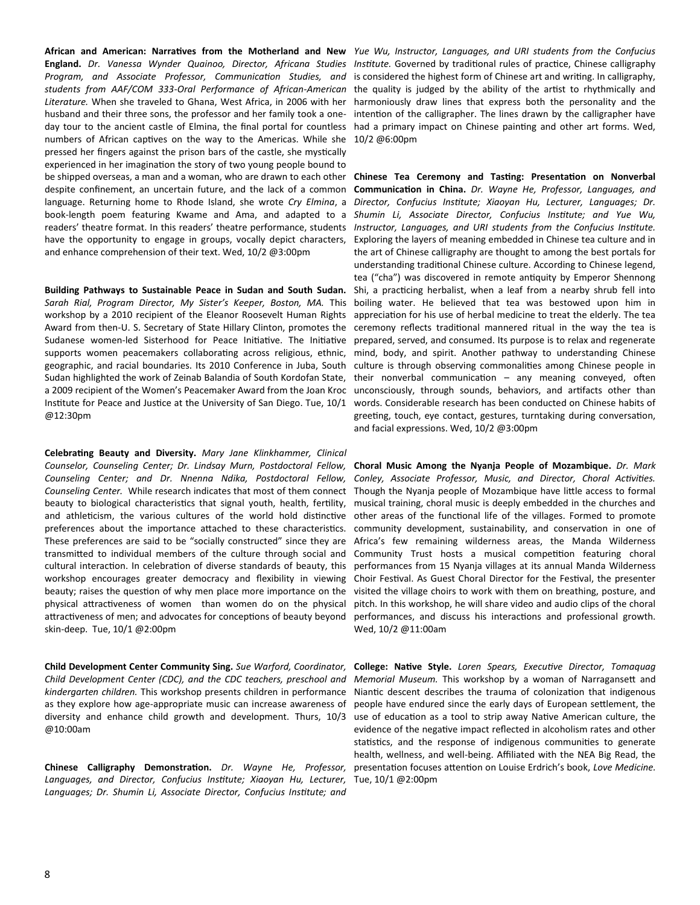**African and American: Narratives from the Motherland and New England.** *Dr. Vanessa Wynder Quainoo, Director, Africana Studies Program, and Associate Professor, Communication Studies, and students from AAF/COM 333-Oral Performance of African-American Literature.* When she traveled to Ghana, West Africa, in 2006 with her husband and their three sons, the professor and her family took a one-day tour to the ancient castle of Elmina, the final portal for countless numbers of African captives on the way to the Americas. While she pressed her fingers against the prison bars of the castle, she mystically experienced in her imagination the story of two young people bound to be shipped overseas, a man and a woman, who are drawn to each other despite confinement, an uncertain future, and the lack of a common language. Returning home to Rhode Island, she wrote *Cry Elmina*, a book-length poem featuring Kwame and Ama, and adapted to a readers' theatre format. In this readers' theatre performance, students have the opportunity to engage in groups, vocally depict characters, and enhance comprehension of their text. Wed, 10/2 @3:00pm

**Building Pathways to Sustainable Peace in Sudan and South Sudan.** *Sarah Rial, Program Director, My Sister's Keeper, Boston, MA.* This workshop by a 2010 recipient of the Eleanor Roosevelt Human Rights Award from then-U. S. Secretary of State Hillary Clinton, promotes the Sudanese women-led Sisterhood for Peace Initiative. The Initiative supports women peacemakers collaborating across religious, ethnic, geographic, and racial boundaries. Its 2010 Conference in Juba, South Sudan highlighted the work of Zeinab Balandia of South Kordofan State, a 2009 recipient of the Women's Peacemaker Award from the Joan Kroc Institute for Peace and Justice at the University of San Diego. Tue, 10/1 @12:30pm

**Celebrating Beauty and Diversity.** *Mary Jane Klinkhammer, Clinical Counselor, Counseling Center; Dr. Lindsay Murn, Postdoctoral Fellow, Counseling Center; and Dr. Nnenna Ndika, Postdoctoral Fellow, Counseling Center.* While research indicates that most of them connect beauty to biological characteristics that signal youth, health, fertility, and athleticism, the various cultures of the world hold distinctive preferences about the importance attached to these characteristics. These preferences are said to be "socially constructed" since they are transmitted to individual members of the culture through social and cultural interaction. In celebration of diverse standards of beauty, this workshop encourages greater democracy and flexibility in viewing beauty; raises the question of why men place more importance on the physical attractiveness of women than women do on the physical attractiveness of men; and advocates for conceptions of beauty beyond skin-deep. Tue, 10/1 @2:00pm

**Child Development Center Community Sing.** *Sue Warford, Coordinator, Child Development Center (CDC), and the CDC teachers, preschool and kindergarten children.* This workshop presents children in performance as they explore how age-appropriate music can increase awareness of diversity and enhance child growth and development. Thurs, 10/3 @10:00am

**Chinese Calligraphy Demonstration.** *Dr. Wayne He, Professor, Languages, and Director, Confucius Institute; Xiaoyan Hu, Lecturer, Languages; Dr. Shumin Li, Associate Director, Confucius Institute; and Yue Wu, Instructor, Languages, and URI students from the Confucius Institute.* Governed by traditional rules of practice, Chinese calligraphy is considered the highest form of Chinese art and writing. In calligraphy, the quality is judged by the ability of the artist to rhythmically and harmoniously draw lines that express both the personality and the intention of the calligrapher. The lines drawn by the calligrapher have had a primary impact on Chinese painting and other art forms. Wed, 10/2 @6:00pm

**Chinese Tea Ceremony and Tasting: Presentation on Nonverbal Communication in China.** *Dr. Wayne He, Professor, Languages, and Director, Confucius Institute; Xiaoyan Hu, Lecturer, Languages; Dr. Shumin Li, Associate Director, Confucius Institute; and Yue Wu, Instructor, Languages, and URI students from the Confucius Institute.* Exploring the layers of meaning embedded in Chinese tea culture and in the art of Chinese calligraphy are thought to among the best portals for understanding traditional Chinese culture. According to Chinese legend, tea ("cha") was discovered in remote antiquity by Emperor Shennong Shi, a practicing herbalist, when a leaf from a nearby shrub fell into boiling water. He believed that tea was bestowed upon him in appreciation for his use of herbal medicine to treat the elderly. The tea ceremony reflects traditional mannered ritual in the way the tea is prepared, served, and consumed. Its purpose is to relax and regenerate mind, body, and spirit. Another pathway to understanding Chinese culture is through observing commonalities among Chinese people in their nonverbal communication – any meaning conveyed, often unconsciously, through sounds, behaviors, and artifacts other than words. Considerable research has been conducted on Chinese habits of greeting, touch, eye contact, gestures, turntaking during conversation, and facial expressions. Wed, 10/2 @3:00pm

**Choral Music Among the Nyanja People of Mozambique.** *Dr. Mark Conley, Associate Professor, Music, and Director, Choral Activities.* Though the Nyanja people of Mozambique have little access to formal musical training, choral music is deeply embedded in the churches and other areas of the functional life of the villages. Formed to promote community development, sustainability, and conservation in one of Africa's few remaining wilderness areas, the Manda Wilderness Community Trust hosts a musical competition featuring choral performances from 15 Nyanja villages at its annual Manda Wilderness Choir Festival. As Guest Choral Director for the Festival, the presenter visited the village choirs to work with them on breathing, posture, and pitch. In this workshop, he will share video and audio clips of the choral performances, and discuss his interactions and professional growth. Wed, 10/2 @11:00am

**College: Native Style.** *Loren Spears, Executive Director, Tomaquag Memorial Museum.* This workshop by a woman of Narragansett and Niantic descent describes the trauma of colonization that indigenous people have endured since the early days of European settlement, the use of education as a tool to strip away Native American culture, the evidence of the negative impact reflected in alcoholism rates and other statistics, and the response of indigenous communities to generate health, wellness, and well-being. Affiliated with the NEA Big Read, the presentation focuses attention on Louise Erdrich's book, *Love Medicine.* Tue, 10/1 @2:00pm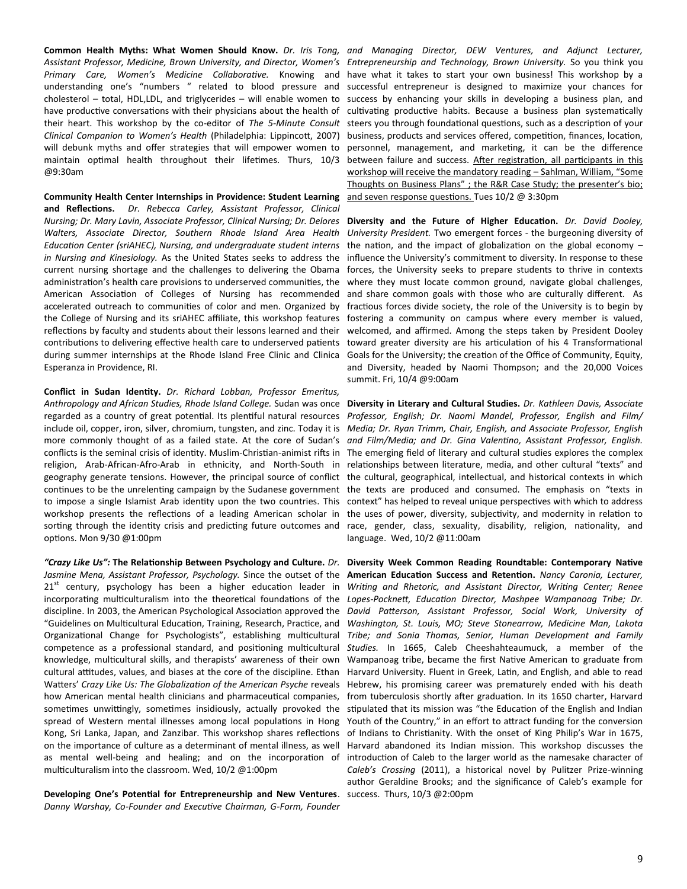**Common Health Myths: What Women Should Know.** *Dr. Iris Tong, Assistant Professor, Medicine, Brown University, and Director, Women's Primary Care, Women's Medicine Collaborative.* Knowing and understanding one's "numbers " related to blood pressure and cholesterol – total, HDL,LDL, and triglycerides – will enable women to have productive conversations with their physicians about the health of their heart. This workshop by the co-editor of *The 5-Minute Consult Clinical Companion to Women's Health* (Philadelphia: Lippincott, 2007) will debunk myths and offer strategies that will empower women to maintain optimal health throughout their lifetimes. Thurs, 10/3 @9:30am

**Community Health Center Internships in Providence: Student Learning and Reflections.** *Dr. Rebecca Carley, Assistant Professor, Clinical Nursing; Dr. Mary Lavin, Associate Professor, Clinical Nursing; Dr. Delores Walters, Associate Director, Southern Rhode Island Area Health Education Center (sriAHEC), Nursing, and undergraduate student interns in Nursing and Kinesiology.* As the United States seeks to address the current nursing shortage and the challenges to delivering the Obama administration's health care provisions to underserved communities, the American Association of Colleges of Nursing has recommended accelerated outreach to communities of color and men. Organized by the College of Nursing and its sriAHEC affiliate, this workshop features reflections by faculty and students about their lessons learned and their contributions to delivering effective health care to underserved patients during summer internships at the Rhode Island Free Clinic and Clinica Esperanza in Providence, RI.

**Conflict in Sudan Identity.** *Dr. Richard Lobban, Professor Emeritus, Anthropology and African Studies, Rhode Island College.* Sudan was once regarded as a country of great potential. Its plentiful natural resources include oil, copper, iron, silver, chromium, tungsten, and zinc. Today it is more commonly thought of as a failed state. At the core of Sudan's conflicts is the seminal crisis of identity. Muslim-Christian-animist rifts in religion, Arab-African-Afro-Arab in ethnicity, and North-South in geography generate tensions. However, the principal source of conflict continues to be the unrelenting campaign by the Sudanese government to impose a single Islamist Arab identity upon the two countries. This workshop presents the reflections of a leading American scholar in sorting through the identity crisis and predicting future outcomes and options. Mon 9/30 @1:00pm

***"Crazy Like Us":* The Relationship Between Psychology and Culture.** *Dr. Jasmine Mena, Assistant Professor, Psychology.* Since the outset of the 21st century, psychology has been a higher education leader in incorporating multiculturalism into the theoretical foundations of the discipline. In 2003, the American Psychological Association approved the "Guidelines on Multicultural Education, Training, Research, Practice, and Organizational Change for Psychologists", establishing multicultural competence as a professional standard, and positioning multicultural knowledge, multicultural skills, and therapists' awareness of their own cultural attitudes, values, and biases at the core of the discipline. Ethan Watters' *Crazy Like Us: The Globalization of the American Psyche* reveals how American mental health clinicians and pharmaceutical companies, sometimes unwittingly, sometimes insidiously, actually provoked the spread of Western mental illnesses among local populations in Hong Kong, Sri Lanka, Japan, and Zanzibar. This workshop shares reflections on the importance of culture as a determinant of mental illness, as well as mental well-being and healing; and on the incorporation of multiculturalism into the classroom. Wed, 10/2 @1:00pm

**Developing One's Potential for Entrepreneurship and New Ventures**. *Danny Warshay, Co-Founder and Executive Chairman, G-Form, Founder and Managing Director, DEW Ventures, and Adjunct Lecturer, Entrepreneurship and Technology, Brown University.* So you think you have what it takes to start your own business! This workshop by a successful entrepreneur is designed to maximize your chances for success by enhancing your skills in developing a business plan, and cultivating productive habits. Because a business plan systematically steers you through foundational questions, such as a description of your business, products and services offered, competition, finances, location, personnel, management, and marketing, it can be the difference between failure and success. After registration, all participants in this workshop will receive the mandatory reading – Sahlman, William, "Some Thoughts on Business Plans" ; the R&R Case Study; the presenter's bio; and seven response questions. Tues 10/2 @ 3:30pm

**Diversity and the Future of Higher Education.** *Dr. David Dooley, University President.* Two emergent forces - the burgeoning diversity of the nation, and the impact of globalization on the global economy – influence the University's commitment to diversity. In response to these forces, the University seeks to prepare students to thrive in contexts where they must locate common ground, navigate global challenges, and share common goals with those who are culturally different. As fractious forces divide society, the role of the University is to begin by fostering a community on campus where every member is valued, welcomed, and affirmed. Among the steps taken by President Dooley toward greater diversity are his articulation of his 4 Transformational Goals for the University; the creation of the Office of Community, Equity, and Diversity, headed by Naomi Thompson; and the 20,000 Voices summit. Fri, 10/4 @9:00am

**Diversity in Literary and Cultural Studies.** *Dr. Kathleen Davis, Associate Professor, English; Dr. Naomi Mandel, Professor, English and Film/ Media; Dr. Ryan Trimm, Chair, English, and Associate Professor, English and Film/Media; and Dr. Gina Valentino, Assistant Professor, English.* The emerging field of literary and cultural studies explores the complex relationships between literature, media, and other cultural "texts" and the cultural, geographical, intellectual, and historical contexts in which the texts are produced and consumed. The emphasis on "texts in context" has helped to reveal unique perspectives with which to address the uses of power, diversity, subjectivity, and modernity in relation to race, gender, class, sexuality, disability, religion, nationality, and language. Wed, 10/2 @11:00am

**Diversity Week Common Reading Roundtable: Contemporary Native American Education Success and Retention.** *Nancy Caronia, Lecturer, Writing and Rhetoric, and Assistant Director, Writing Center; Renee Lopes-Pocknett, Education Director, Mashpee Wampanoag Tribe; Dr. David Patterson, Assistant Professor, Social Work, University of Washington, St. Louis, MO; Steve Stonearrow, Medicine Man, Lakota Tribe; and Sonia Thomas, Senior, Human Development and Family Studies.* In 1665, Caleb Cheeshahteaumuck, a member of the Wampanoag tribe, became the first Native American to graduate from Harvard University. Fluent in Greek, Latin, and English, and able to read Hebrew, his promising career was prematurely ended with his death from tuberculosis shortly after graduation. In its 1650 charter, Harvard stipulated that its mission was "the Education of the English and Indian Youth of the Country," in an effort to attract funding for the conversion of Indians to Christianity. With the onset of King Philip's War in 1675, Harvard abandoned its Indian mission. This workshop discusses the introduction of Caleb to the larger world as the namesake character of *Caleb's Crossing* (2011), a historical novel by Pulitzer Prize-winning author Geraldine Brooks; and the significance of Caleb's example for success. Thurs, 10/3 @2:00pm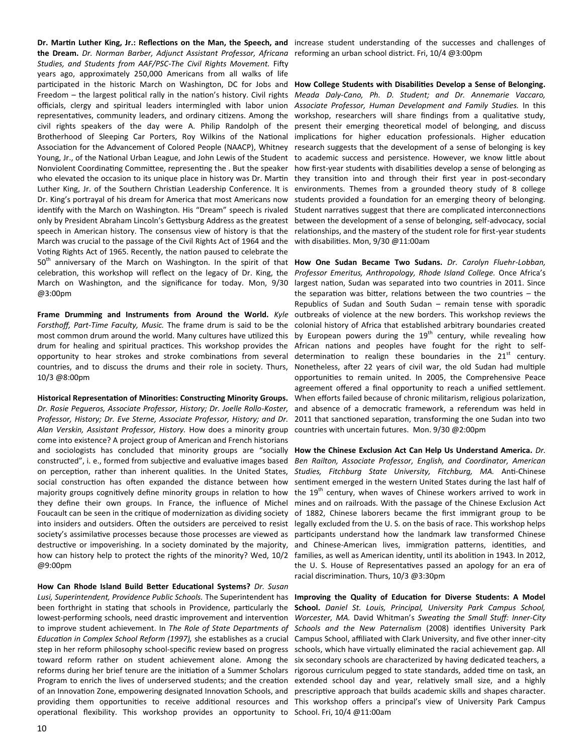**Dr. Martin Luther King, Jr.: Reflections on the Man, the Speech, and the Dream.** *Dr. Norman Barber, Adjunct Assistant Professor, Africana Studies, and Students from AAF/PSC-The Civil Rights Movement.* Fifty years ago, approximately 250,000 Americans from all walks of life participated in the historic March on Washington, DC for Jobs and Freedom – the largest political rally in the nation's history. Civil rights officials, clergy and spiritual leaders intermingled with labor union representatives, community leaders, and ordinary citizens. Among the civil rights speakers of the day were A. Philip Randolph of the Brotherhood of Sleeping Car Porters, Roy Wilkins of the National Association for the Advancement of Colored People (NAACP), Whitney Young, Jr., of the National Urban League, and John Lewis of the Student Nonviolent Coordinating Committee, representing the . But the speaker who elevated the occasion to its unique place in history was Dr. Martin Luther King, Jr. of the Southern Christian Leadership Conference. It is Dr. King's portrayal of his dream for America that most Americans now identify with the March on Washington. His "Dream" speech is rivaled only by President Abraham Lincoln's Gettysburg Address as the greatest speech in American history. The consensus view of history is that the March was crucial to the passage of the Civil Rights Act of 1964 and the Voting Rights Act of 1965. Recently, the nation paused to celebrate the 50th anniversary of the March on Washington. In the spirit of that celebration, this workshop will reflect on the legacy of Dr. King, the March on Washington, and the significance for today. Mon, 9/30 @3:00pm

**Frame Drumming and Instruments from Around the World.** *Kyle Forsthoff, Part-Time Faculty, Music.* The frame drum is said to be the most common drum around the world. Many cultures have utilized this drum for healing and spiritual practices. This workshop provides the opportunity to hear strokes and stroke combinations from several countries, and to discuss the drums and their role in society. Thurs, 10/3 @8:00pm

**Historical Representation of Minorities: Constructing Minority Groups.** *Dr. Rosie Pegueros, Associate Professor, History; Dr. Joelle Rollo-Koster, Professor, History; Dr. Eve Sterne, Associate Professor, History; and Dr. Alan Verskin, Assistant Professor, History.* How does a minority group come into existence? A project group of American and French historians and sociologists has concluded that minority groups are "socially constructed", i. e., formed from subjective and evaluative images based on perception, rather than inherent qualities. In the United States, social construction has often expanded the distance between how majority groups cognitively define minority groups in relation to how they define their own groups. In France, the influence of Michel Foucault can be seen in the critique of modernization as dividing society into insiders and outsiders. Often the outsiders are perceived to resist society's assimilative processes because those processes are viewed as destructive or impoverishing. In a society dominated by the majority, how can history help to protect the rights of the minority? Wed, 10/2 @9:00pm

**How Can Rhode Island Build Better Educational Systems?** *Dr. Susan Lusi, Superintendent, Providence Public Schools.* The Superintendent has been forthright in stating that schools in Providence, particularly the lowest-performing schools, need drastic improvement and intervention to improve student achievement. In *The Role of State Departments of Education in Complex School Reform (1997),* she establishes as a crucial step in her reform philosophy school-specific review based on progress toward reform rather on student achievement alone. Among the reforms during her brief tenure are the initiation of a Summer Scholars Program to enrich the lives of underserved students; and the creation of an Innovation Zone, empowering designated Innovation Schools, and providing them opportunities to receive additional resources and operational flexibility. This workshop provides an opportunity to increase student understanding of the successes and challenges of reforming an urban school district. Fri, 10/4 @3:00pm

**How College Students with Disabilities Develop a Sense of Belonging.** *Meada Daly-Cano, Ph. D. Student; and Dr. Annemarie Vaccaro, Associate Professor, Human Development and Family Studies.* In this workshop, researchers will share findings from a qualitative study, present their emerging theoretical model of belonging, and discuss implications for higher education professionals. Higher education research suggests that the development of a sense of belonging is key to academic success and persistence. However, we know little about how first-year students with disabilities develop a sense of belonging as they transition into and through their first year in post-secondary environments. Themes from a grounded theory study of 8 college students provided a foundation for an emerging theory of belonging. Student narratives suggest that there are complicated interconnections between the development of a sense of belonging, self-advocacy, social relationships, and the mastery of the student role for first-year students with disabilities. Mon, 9/30 @11:00am

**How One Sudan Became Two Sudans.** *Dr. Carolyn Fluehr-Lobban, Professor Emeritus, Anthropology, Rhode Island College.* Once Africa's largest nation, Sudan was separated into two countries in 2011. Since the separation was bitter, relations between the two countries – the Republics of Sudan and South Sudan – remain tense with sporadic outbreaks of violence at the new borders. This workshop reviews the colonial history of Africa that established arbitrary boundaries created by European powers during the 19th century, while revealing how African nations and peoples have fought for the right to self-determination to realign these boundaries in the 21st century. Nonetheless, after 22 years of civil war, the old Sudan had multiple opportunities to remain united. In 2005, the Comprehensive Peace agreement offered a final opportunity to reach a unified settlement. When efforts failed because of chronic militarism, religious polarization, and absence of a democratic framework, a referendum was held in 2011 that sanctioned separation, transforming the one Sudan into two countries with uncertain futures. Mon. 9/30 @2:00pm

**How the Chinese Exclusion Act Can Help Us Understand America.** *Dr. Ben Railton, Associate Professor, English, and Coordinator, American Studies, Fitchburg State University, Fitchburg, MA.* Anti-Chinese sentiment emerged in the western United States during the last half of the 19th century, when waves of Chinese workers arrived to work in mines and on railroads. With the passage of the Chinese Exclusion Act of 1882, Chinese laborers became the first immigrant group to be legally excluded from the U. S. on the basis of race. This workshop helps participants understand how the landmark law transformed Chinese and Chinese-American lives, immigration patterns, identities, and families, as well as American identity, until its abolition in 1943. In 2012, the U. S. House of Representatives passed an apology for an era of racial discrimination. Thurs, 10/3 @3:30pm

**Improving the Quality of Education for Diverse Students: A Model School.** *Daniel St. Louis, Principal, University Park Campus School, Worcester, MA.* David Whitman's *Sweating the Small Stuff: Inner-City Schools and the New Paternalism* (2008) identifies University Park Campus School, affiliated with Clark University, and five other inner-city schools, which have virtually eliminated the racial achievement gap. All six secondary schools are characterized by having dedicated teachers, a rigorous curriculum pegged to state standards, added time on task, an extended school day and year, relatively small size, and a highly prescriptive approach that builds academic skills and shapes character. This workshop offers a principal's view of University Park Campus School. Fri, 10/4 @11:00am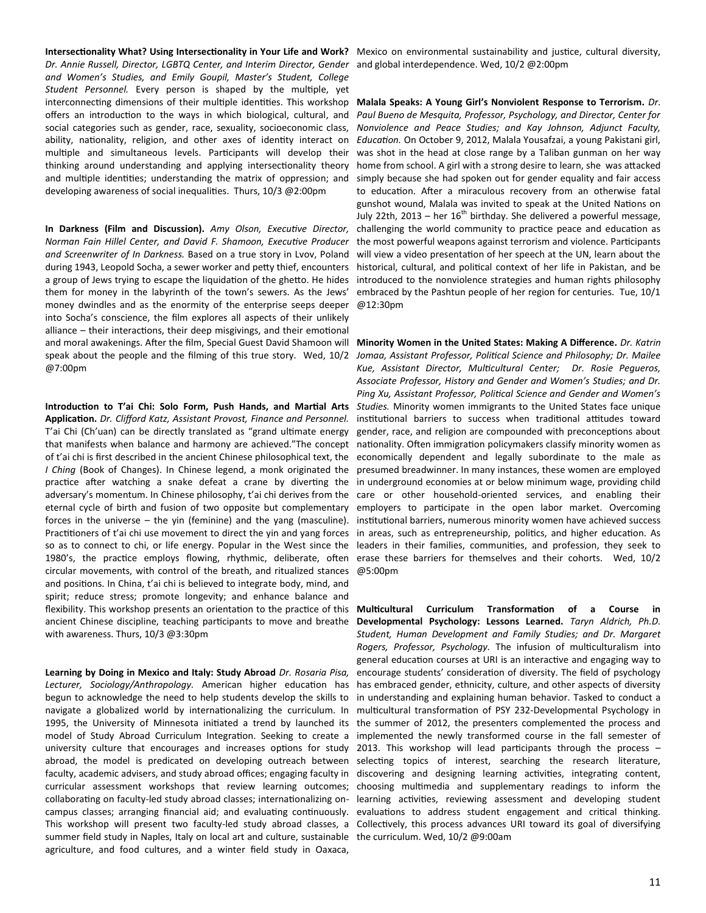**Intersectionality What? Using Intersectionality in Your Life and Work?** *Dr. Annie Russell, Director, LGBTQ Center, and Interim Director, Gender and Women's Studies, and Emily Goupil, Master's Student, College Student Personnel.* Every person is shaped by the multiple, yet interconnecting dimensions of their multiple identities. This workshop offers an introduction to the ways in which biological, cultural, and social categories such as gender, race, sexuality, socioeconomic class, ability, nationality, religion, and other axes of identity interact on multiple and simultaneous levels. Participants will develop their thinking around understanding and applying intersectionality theory and multiple identities; understanding the matrix of oppression; and developing awareness of social inequalities. Thurs, 10/3 @2:00pm

**In Darkness (Film and Discussion).** *Amy Olson, Executive Director, Norman Fain Hillel Center, and David F. Shamoon, Executive Producer and Screenwriter of In Darkness.* Based on a true story in Lvov, Poland during 1943, Leopold Socha, a sewer worker and petty thief, encounters a group of Jews trying to escape the liquidation of the ghetto. He hides them for money in the labyrinth of the town's sewers. As the Jews' money dwindles and as the enormity of the enterprise seeps deeper into Socha's conscience, the film explores all aspects of their unlikely alliance – their interactions, their deep misgivings, and their emotional and moral awakenings. After the film, Special Guest David Shamoon will speak about the people and the filming of this true story. Wed, 10/2 @7:00pm

**Introduction to T'ai Chi: Solo Form, Push Hands, and Martial Arts Application.** *Dr. Clifford Katz, Assistant Provost, Finance and Personnel.* T'ai Chi (Ch'uan) can be directly translated as "grand ultimate energy that manifests when balance and harmony are achieved."The concept of t'ai chi is first described in the ancient Chinese philosophical text, the *I Ching* (Book of Changes). In Chinese legend, a monk originated the practice after watching a snake defeat a crane by diverting the adversary's momentum. In Chinese philosophy, t'ai chi derives from the eternal cycle of birth and fusion of two opposite but complementary forces in the universe – the yin (feminine) and the yang (masculine). Practitioners of t'ai chi use movement to direct the yin and yang forces so as to connect to chi, or life energy. Popular in the West since the 1980's, the practice employs flowing, rhythmic, deliberate, often circular movements, with control of the breath, and ritualized stances and positions. In China, t'ai chi is believed to integrate body, mind, and spirit; reduce stress; promote longevity; and enhance balance and flexibility. This workshop presents an orientation to the practice of this ancient Chinese discipline, teaching participants to move and breathe with awareness. Thurs, 10/3 @3:30pm

**Learning by Doing in Mexico and Italy: Study Abroad** *Dr. Rosaria Pisa, Lecturer, Sociology/Anthropology*. American higher education has begun to acknowledge the need to help students develop the skills to navigate a globalized world by internationalizing the curriculum. In 1995, the University of Minnesota initiated a trend by launched its model of Study Abroad Curriculum Integration. Seeking to create a university culture that encourages and increases options for study abroad, the model is predicated on developing outreach between faculty, academic advisers, and study abroad offices; engaging faculty in curricular assessment workshops that review learning outcomes; collaborating on faculty-led study abroad classes; internationalizing on-campus classes; arranging financial aid; and evaluating continuously. This workshop will present two faculty-led study abroad classes, a summer field study in Naples, Italy on local art and culture, sustainable agriculture, and food cultures, and a winter field study in Oaxaca, Mexico on environmental sustainability and justice, cultural diversity, and global interdependence. Wed, 10/2 @2:00pm

**Malala Speaks: A Young Girl's Nonviolent Response to Terrorism.** *Dr. Paul Bueno de Mesquita, Professor, Psychology, and Director, Center for Nonviolence and Peace Studies; and Kay Johnson, Adjunct Faculty, Education.* On October 9, 2012, Malala Yousafzai, a young Pakistani girl, was shot in the head at close range by a Taliban gunman on her way home from school. A girl with a strong desire to learn, she was attacked simply because she had spoken out for gender equality and fair access to education. After a miraculous recovery from an otherwise fatal gunshot wound, Malala was invited to speak at the United Nations on July 22th, 2013 – her 16th birthday. She delivered a powerful message, challenging the world community to practice peace and education as the most powerful weapons against terrorism and violence. Participants will view a video presentation of her speech at the UN, learn about the historical, cultural, and political context of her life in Pakistan, and be introduced to the nonviolence strategies and human rights philosophy embraced by the Pashtun people of her region for centuries. Tue, 10/1 @12:30pm

**Minority Women in the United States: Making A Difference.** *Dr. Katrin Jomaa, Assistant Professor, Political Science and Philosophy; Dr. Mailee Kue, Assistant Director, Multicultural Center; Dr. Rosie Pegueros, Associate Professor, History and Gender and Women's Studies; and Dr. Ping Xu, Assistant Professor, Political Science and Gender and Women's Studies.* Minority women immigrants to the United States face unique institutional barriers to success when traditional attitudes toward gender, race, and religion are compounded with preconceptions about nationality. Often immigration policymakers classify minority women as economically dependent and legally subordinate to the male as presumed breadwinner. In many instances, these women are employed in underground economies at or below minimum wage, providing child care or other household-oriented services, and enabling their employers to participate in the open labor market. Overcoming institutional barriers, numerous minority women have achieved success in areas, such as entrepreneurship, politics, and higher education. As leaders in their families, communities, and profession, they seek to erase these barriers for themselves and their cohorts. Wed, 10/2 @5:00pm

**Multicultural Curriculum Transformation of a Course in Developmental Psychology: Lessons Learned.** *Taryn Aldrich, Ph.D. Student, Human Development and Family Studies; and Dr. Margaret Rogers, Professor, Psychology.* The infusion of multiculturalism into general education courses at URI is an interactive and engaging way to encourage students' consideration of diversity. The field of psychology has embraced gender, ethnicity, culture, and other aspects of diversity in understanding and explaining human behavior. Tasked to conduct a multicultural transformation of PSY 232-Developmental Psychology in the summer of 2012, the presenters complemented the process and implemented the newly transformed course in the fall semester of 2013. This workshop will lead participants through the process – selecting topics of interest, searching the research literature, discovering and designing learning activities, integrating content, choosing multimedia and supplementary readings to inform the learning activities, reviewing assessment and developing student evaluations to address student engagement and critical thinking. Collectively, this process advances URI toward its goal of diversifying the curriculum. Wed, 10/2 @9:00am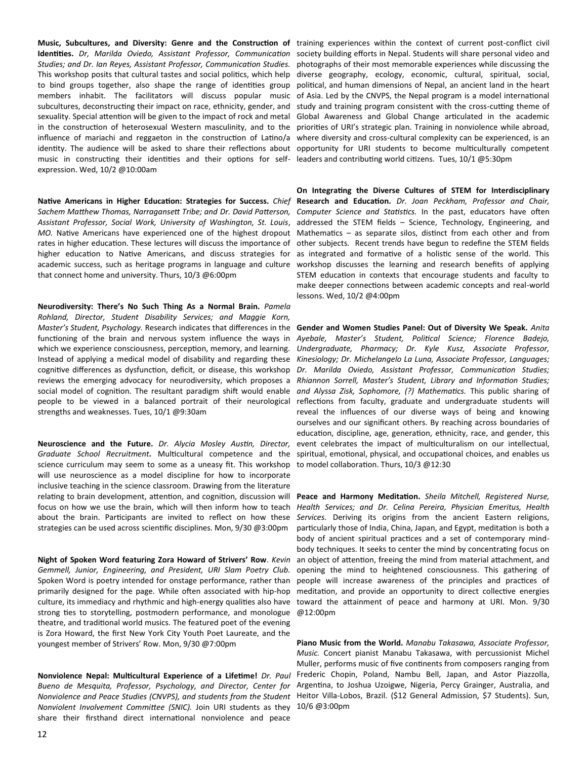**Music, Subcultures, and Diversity: Genre and the Construction of Identities.** *Dr, Marilda Oviedo, Assistant Professor, Communication Studies; and Dr. Ian Reyes, Assistant Professor, Communication Studies.* This workshop posits that cultural tastes and social politics, which help to bind groups together, also shape the range of identities group members inhabit. The facilitators will discuss popular music subcultures, deconstructing their impact on race, ethnicity, gender, and sexuality. Special attention will be given to the impact of rock and metal in the construction of heterosexual Western masculinity, and to the influence of mariachi and reggaeton in the construction of Latino/a identity. The audience will be asked to share their reflections about music in constructing their identities and their options for self-expression. Wed, 10/2 @10:00am

**Native Americans in Higher Education: Strategies for Success.** *Chief Sachem Matthew Thomas, Narragansett Tribe; and Dr. David Patterson, Assistant Professor, Social Work, University of Washington, St. Louis, MO.* Native Americans have experienced one of the highest dropout rates in higher education. These lectures will discuss the importance of higher education to Native Americans, and discuss strategies for academic success, such as heritage programs in language and culture that connect home and university. Thurs, 10/3 @6:00pm

**Neurodiversity: There's No Such Thing As a Normal Brain.** *Pamela Rohland, Director, Student Disability Services; and Maggie Korn, Master's Student, Psychology.* Research indicates that differences in the functioning of the brain and nervous system influence the ways in which we experience consciousness, perception, memory, and learning. Instead of applying a medical model of disability and regarding these cognitive differences as dysfunction, deficit, or disease, this workshop reviews the emerging advocacy for neurodiversity, which proposes a social model of cognition. The resultant paradigm shift would enable people to be viewed in a balanced portrait of their neurological strengths and weaknesses. Tues, 10/1 @9:30am

**Neuroscience and the Future.** *Dr. Alycia Mosley Austin, Director, Graduate School Recruitment.* Multicultural competence and the science curriculum may seem to some as a uneasy fit. This workshop will use neuroscience as a model discipline for how to incorporate inclusive teaching in the science classroom. Drawing from the literature relating to brain development, attention, and cognition, discussion will focus on how we use the brain, which will then inform how to teach about the brain. Participants are invited to reflect on how these strategies can be used across scientific disciplines. Mon, 9/30 @3:00pm

**Night of Spoken Word featuring Zora Howard of Strivers' Row**. *Kevin Gemmell, Junior, Engineering, and President, URI Slam Poetry Club.* Spoken Word is poetry intended for onstage performance, rather than primarily designed for the page. While often associated with hip-hop culture, its immediacy and rhythmic and high-energy qualities also have strong ties to storytelling, postmodern performance, and monologue theatre, and traditional world musics. The featured poet of the evening is Zora Howard, the first New York City Youth Poet Laureate, and the youngest member of Strivers' Row. Mon, 9/30 @7:00pm

**Nonviolence Nepal: Multicultural Experience of a Lifetime!** *Dr. Paul Bueno de Mesquita, Professor, Psychology, and Director, Center for Nonviolence and Peace Studies (CNVPS), and students from the Student Nonviolent Involvement Committee (SNIC).* Join URI students as they share their firsthand direct international nonviolence and peace training experiences within the context of current post-conflict civil society building efforts in Nepal. Students will share personal video and photographs of their most memorable experiences while discussing the diverse geography, ecology, economic, cultural, spiritual, social, political, and human dimensions of Nepal, an ancient land in the heart of Asia. Led by the CNVPS, the Nepal program is a model international study and training program consistent with the cross-cutting theme of Global Awareness and Global Change articulated in the academic priorities of URI's strategic plan. Training in nonviolence while abroad, where diversity and cross-cultural complexity can be experienced, is an opportunity for URI students to become multiculturally competent leaders and contributing world citizens. Tues, 10/1 @5:30pm

**On Integrating the Diverse Cultures of STEM for Interdisciplinary Research and Education.** *Dr. Joan Peckham, Professor and Chair, Computer Science and Statistics.* In the past, educators have often addressed the STEM fields – Science, Technology, Engineering, and Mathematics – as separate silos, distinct from each other and from other subjects. Recent trends have begun to redefine the STEM fields as integrated and formative of a holistic sense of the world. This workshop discusses the learning and research benefits of applying STEM education in contexts that encourage students and faculty to make deeper connections between academic concepts and real-world lessons. Wed, 10/2 @4:00pm

**Gender and Women Studies Panel: Out of Diversity We Speak.** *Anita Ayebale, Master's Student, Political Science; Florence Badejo, Undergraduate, Pharmacy; Dr. Kyle Kusz, Associate Professor, Kinesiology; Dr. Michelangelo La Luna, Associate Professor, Languages; Dr. Marilda Oviedo, Assistant Professor, Communication Studies; Rhiannon Sorrell, Master's Student, Library and Information Studies; and Alyssa Zisk, Sophomore, (?) Mathematics.* This public sharing of reflections from faculty, graduate and undergraduate students will reveal the influences of our diverse ways of being and knowing ourselves and our significant others. By reaching across boundaries of education, discipline, age, generation, ethnicity, race, and gender, this event celebrates the impact of multiculturalism on our intellectual, spiritual, emotional, physical, and occupational choices, and enables us to model collaboration. Thurs, 10/3 @12:30

**Peace and Harmony Meditation.** *Sheila Mitchell, Registered Nurse, Health Services; and Dr. Celina Pereira, Physician Emeritus, Health Services.* Deriving its origins from the ancient Eastern religions, particularly those of India, China, Japan, and Egypt, meditation is both a body of ancient spiritual practices and a set of contemporary mind-body techniques. It seeks to center the mind by concentrating focus on an object of attention, freeing the mind from material attachment, and opening the mind to heightened consciousness. This gathering of people will increase awareness of the principles and practices of meditation, and provide an opportunity to direct collective energies toward the attainment of peace and harmony at URI. Mon. 9/30 @12:00pm

**Piano Music from the World.** *Manabu Takasawa, Associate Professor, Music.* Concert pianist Manabu Takasawa, with percussionist Michel Muller, performs music of five continents from composers ranging from Frederic Chopin, Poland, Nambu Bell, Japan, and Astor Piazzolla, Argentina, to Joshua Uzoigwe, Nigeria, Percy Graing­er, Australia, and Heitor Villa-Lobos, Brazil. ($12 General Admission, $7 Students). Sun, 10/6 @3:00pm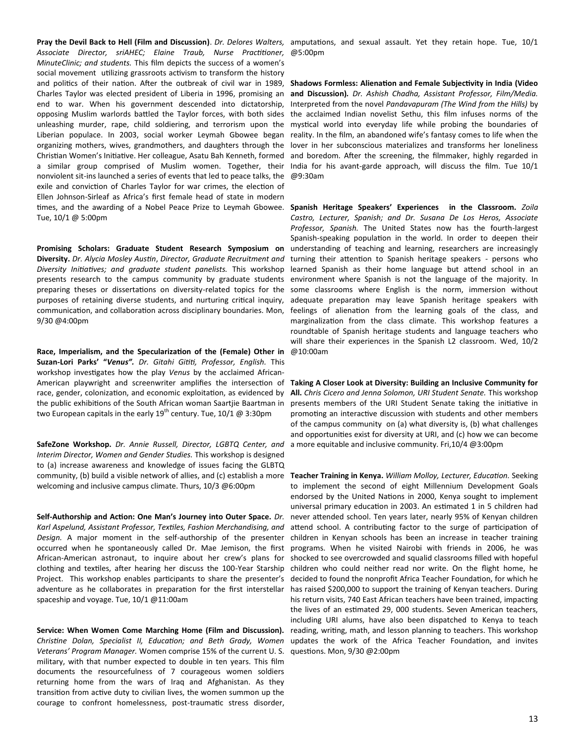**Pray the Devil Back to Hell (Film and Discussion)**. *Dr. Delores Walters, Associate Director, sriAHEC; Elaine Traub, Nurse Practitioner, MinuteClinic; and students.* This film depicts the success of a women's social movement utilizing grassroots activism to transform the history and politics of their nation. After the outbreak of civil war in 1989, Charles Taylor was elected president of Liberia in 1996, promising an end to war. When his government descended into dictatorship, opposing Muslim warlords battled the Taylor forces, with both sides unleashing murder, rape, child soldiering, and terrorism upon the Liberian populace. In 2003, social worker Leymah Gbowee began organizing mothers, wives, grandmothers, and daughters through the Christian Women's Initiative. Her colleague, Asatu Bah Kenneth, formed a similar group comprised of Muslim women. Together, their nonviolent sit-ins launched a series of events that led to peace talks, the exile and conviction of Charles Taylor for war crimes, the election of Ellen Johnson-Sirleaf as Africa's first female head of state in modern times, and the awarding of a Nobel Peace Prize to Leymah Gbowee. Tue, 10/1 @ 5:00pm

**Promising Scholars: Graduate Student Research Symposium on Diversity.** *Dr. Alycia Mosley Austin, Director, Graduate Recruitment and Diversity Initiatives; and graduate student panelists.* This workshop presents research to the campus community by graduate students preparing theses or dissertations on diversity-related topics for the purposes of retaining diverse students, and nurturing critical inquiry, communication, and collaboration across disciplinary boundaries. Mon, 9/30 @4:00pm

**Race, Imperialism, and the Specularization of the (Female) Other in Suzan-Lori Parks' "*Venus*".** *Dr. Gitahi Gititi, Professor, English.* This workshop investigates how the play *Venus* by the acclaimed African-American playwright and screenwriter amplifies the intersection of race, gender, colonization, and economic exploitation, as evidenced by the public exhibitions of the South African woman Saartjie Baartman in two European capitals in the early 19th century. Tue, 10/1 @ 3:30pm

**SafeZone Workshop.** *Dr. Annie Russell, Director, LGBTQ Center, and Interim Director, Women and Gender Studies.* This workshop is designed to (a) increase awareness and knowledge of issues facing the GLBTQ community, (b) build a visible network of allies, and (c) establish a more welcoming and inclusive campus climate. Thurs, 10/3 @6:00pm

**Self-Authorship and Action: One Man's Journey into Outer Space.** *Dr. Karl Aspelund, Assistant Professor, Textiles, Fashion Merchandising, and Design.* A major moment in the self-authorship of the presenter occurred when he spontaneously called Dr. Mae Jemison, the first African-American astronaut, to inquire about her crew's plans for clothing and textiles, after hearing her discuss the 100-Year Starship Project. This workshop enables participants to share the presenter's adventure as he collaborates in preparation for the first interstellar spaceship and voyage. Tue, 10/1 @11:00am

**Service: When Women Come Marching Home (Film and Discussion).** *Christine Dolan, Specialist II, Education; and Beth Grady, Women Veterans' Program Manager.* Women comprise 15% of the current U. S. military, with that number expected to double in ten years. This film documents the resourcefulness of 7 courageous women soldiers returning home from the wars of Iraq and Afghanistan. As they transition from active duty to civilian lives, the women summon up the courage to confront homelessness, post-traumatic stress disorder, amputations, and sexual assault. Yet they retain hope. Tue, 10/1 @5:00pm

**Shadows Formless: Alienation and Female Subjectivity in India (Video and Discussion)***. Dr. Ashish Chadha, Assistant Professor, Film/Media.* Interpreted from the novel *Pandavapuram (The Wind from the Hills)* by the acclaimed Indian novelist Sethu, this film infuses norms of the mystical world into everyday life while probing the boundaries of reality. In the film, an abandoned wife's fantasy comes to life when the lover in her subconscious materializes and transforms her loneliness and boredom. After the screening, the filmmaker, highly regarded in India for his avant-garde approach, will discuss the film. Tue 10/1 @9:30am

**Spanish Heritage Speakers' Experiences in the Classroom.** *Zoila Castro, Lecturer, Spanish; and Dr. Susana De Los Heros, Associate Professor, Spanish.* The United States now has the fourth-largest Spanish-speaking population in the world. In order to deepen their understanding of teaching and learning, researchers are increasingly turning their attention to Spanish heritage speakers - persons who learned Spanish as their home language but attend school in an environment where Spanish is not the language of the majority. In some classrooms where English is the norm, immersion without adequate preparation may leave Spanish heritage speakers with feelings of alienation from the learning goals of the class, and marginalization from the class climate. This workshop features a roundtable of Spanish heritage students and language teachers who will share their experiences in the Spanish L2 classroom. Wed, 10/2 @10:00am

**Taking A Closer Look at Diversity: Building an Inclusive Community for All.** *Chris Cicero and Jenna Solomon, URI Student Senate.* This workshop presents members of the URI Student Senate taking the initiative in promoting an interactive discussion with students and other members of the campus community on (a) what diversity is, (b) what challenges and opportunities exist for diversity at URI, and (c) how we can become a more equitable and inclusive community. Fri,10/4 @3:00pm

**Teacher Training in Kenya.** *William Molloy, Lecturer, Education.* Seeking to implement the second of eight Millennium Development Goals endorsed by the United Nations in 2000, Kenya sought to implement universal primary education in 2003. An estimated 1 in 5 children had never attended school. Ten years later, nearly 95% of Kenyan children attend school. A contributing factor to the surge of participation of children in Kenyan schools has been an increase in teacher training programs. When he visited Nairobi with friends in 2006, he was shocked to see overcrowded and squalid classrooms filled with hopeful children who could neither read nor write. On the flight home, he decided to found the nonprofit Africa Teacher Foundation, for which he has raised $200,000 to support the training of Kenyan teachers. During his return visits, 740 East African teachers have been trained, impacting the lives of an estimated 29, 000 students. Seven American teachers, including URI alums, have also been dispatched to Kenya to teach reading, writing, math, and lesson planning to teachers. This workshop updates the work of the Africa Teacher Foundation, and invites questions. Mon, 9/30 @2:00pm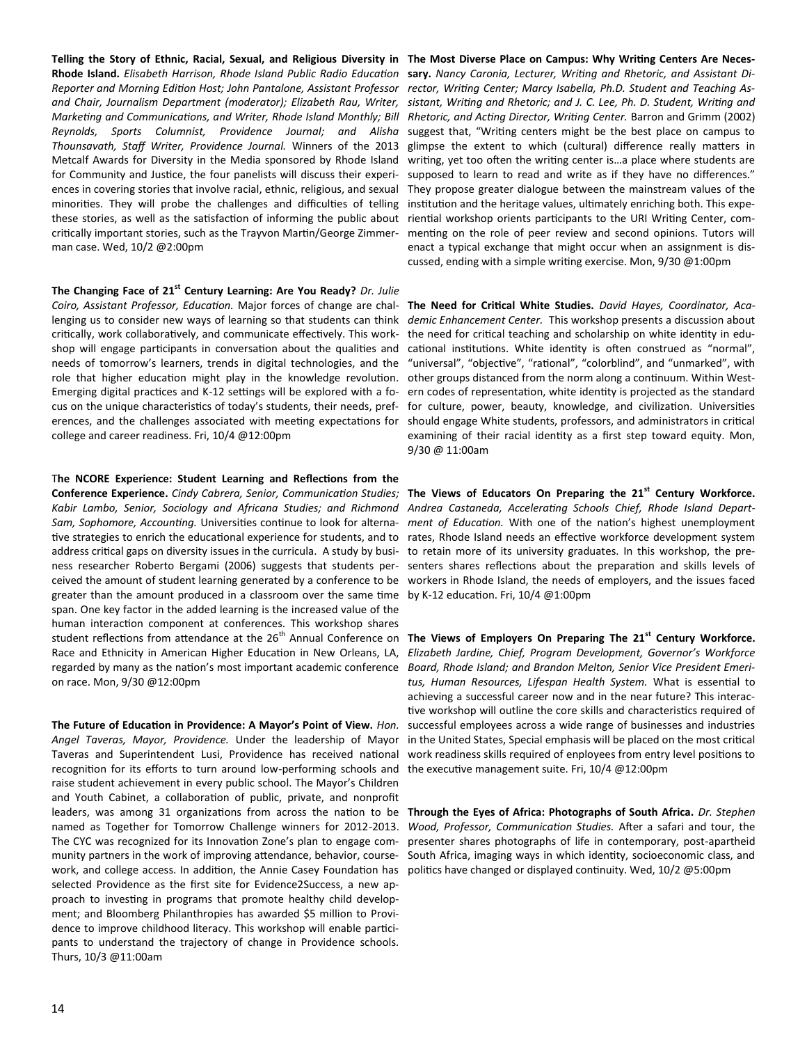**Telling the Story of Ethnic, Racial, Sexual, and Religious Diversity in Rhode Island.** *Elisabeth Harrison, Rhode Island Public Radio Education Reporter and Morning Edition Host; John Pantalone, Assistant Professor and Chair, Journalism Department (moderator); Elizabeth Rau, Writer, Marketing and Communications, and Writer, Rhode Island Monthly; Bill Reynolds, Sports Columnist, Providence Journal; and Alisha Thounsavath, Staff Writer, Providence Journal.* Winners of the 2013 Metcalf Awards for Diversity in the Media sponsored by Rhode Island for Community and Justice, the four panelists will discuss their experiences in covering stories that involve racial, ethnic, religious, and sexual minorities. They will probe the challenges and difficulties of telling these stories, as well as the satisfaction of informing the public about critically important stories, such as the Trayvon Martin/George Zimmerman case. Wed, 10/2 @2:00pm

**The Changing Face of 21st Century Learning: Are You Ready?** *Dr. Julie Coiro, Assistant Professor, Education.* Major forces of change are challenging us to consider new ways of learning so that students can think critically, work collaboratively, and communicate effectively. This workshop will engage participants in conversation about the qualities and needs of tomorrow's learners, trends in digital technologies, and the role that higher education might play in the knowledge revolution. Emerging digital practices and K-12 settings will be explored with a focus on the unique characteristics of today's students, their needs, preferences, and the challenges associated with meeting expectations for college and career readiness. Fri, 10/4 @12:00pm

**The NCORE Experience: Student Learning and Reflections from the Conference Experience.** *Cindy Cabrera, Senior, Communication Studies; Kabir Lambo, Senior, Sociology and Africana Studies; and Richmond Sam, Sophomore, Accounting.* Universities continue to look for alternative strategies to enrich the educational experience for students, and to address critical gaps on diversity issues in the curricula. A study by business researcher Roberto Bergami (2006) suggests that students perceived the amount of student learning generated by a conference to be greater than the amount produced in a classroom over the same time span. One key factor in the added learning is the increased value of the human interaction component at conferences. This workshop shares student reflections from attendance at the 26th Annual Conference on Race and Ethnicity in American Higher Education in New Orleans, LA, regarded by many as the nation's most important academic conference on race. Mon, 9/30 @12:00pm

**The Future of Education in Providence: A Mayor's Point of View.** *Hon. Angel Taveras, Mayor, Providence.* Under the leadership of Mayor Taveras and Superintendent Lusi, Providence has received national recognition for its efforts to turn around low-performing schools and raise student achievement in every public school. The Mayor's Children and Youth Cabinet, a collaboration of public, private, and nonprofit leaders, was among 31 organizations from across the nation to be named as Together for Tomorrow Challenge winners for 2012-2013. The CYC was recognized for its Innovation Zone's plan to engage community partners in the work of improving attendance, behavior, coursework, and college access. In addition, the Annie Casey Foundation has selected Providence as the first site for Evidence2Success, a new approach to investing in programs that promote healthy child development; and Bloomberg Philanthropies has awarded $5 million to Providence to improve childhood literacy. This workshop will enable participants to understand the trajectory of change in Providence schools. Thurs, 10/3 @11:00am

**The Most Diverse Place on Campus: Why Writing Centers Are Necessary.** *Nancy Caronia, Lecturer, Writing and Rhetoric, and Assistant Director, Writing Center; Marcy Isabella, Ph.D. Student and Teaching Assistant, Writing and Rhetoric; and J. C. Lee, Ph. D. Student, Writing and Rhetoric, and Acting Director, Writing Center.* Barron and Grimm (2002) suggest that, "Writing centers might be the best place on campus to glimpse the extent to which (cultural) difference really matters in writing, yet too often the writing center is…a place where students are supposed to learn to read and write as if they have no differences." They propose greater dialogue between the mainstream values of the institution and the heritage values, ultimately enriching both. This experiential workshop orients participants to the URI Writing Center, commenting on the role of peer review and second opinions. Tutors will enact a typical exchange that might occur when an assignment is discussed, ending with a simple writing exercise. Mon, 9/30 @1:00pm

**The Need for Critical White Studies.** *David Hayes, Coordinator, Academic Enhancement Center.* This workshop presents a discussion about the need for critical teaching and scholarship on white identity in educational institutions. White identity is often construed as "normal", "universal", "objective", "rational", "colorblind", and "unmarked", with other groups distanced from the norm along a continuum. Within Western codes of representation, white identity is projected as the standard for culture, power, beauty, knowledge, and civilization. Universities should engage White students, professors, and administrators in critical examining of their racial identity as a first step toward equity. Mon, 9/30 @ 11:00am

**The Views of Educators On Preparing the 21st Century Workforce.** *Andrea Castaneda, Accelerating Schools Chief, Rhode Island Department of Education.* With one of the nation's highest unemployment rates, Rhode Island needs an effective workforce development system to retain more of its university graduates. In this workshop, the presenters shares reflections about the preparation and skills levels of workers in Rhode Island, the needs of employers, and the issues faced by K-12 education. Fri, 10/4 @1:00pm

**The Views of Employers On Preparing The 21st Century Workforce.** *Elizabeth Jardine, Chief, Program Development, Governor's Workforce Board, Rhode Island; and Brandon Melton, Senior Vice President Emeritus, Human Resources, Lifespan Health System.* What is essential to achieving a successful career now and in the near future? This interactive workshop will outline the core skills and characteristics required of successful employees across a wide range of businesses and industries in the United States, Special emphasis will be placed on the most critical work readiness skills required of enployees from entry level positions to the executive management suite. Fri, 10/4 @12:00pm

**Through the Eyes of Africa: Photographs of South Africa.** *Dr. Stephen Wood, Professor, Communication Studies.* After a safari and tour, the presenter shares photographs of life in contemporary, post-apartheid South Africa, imaging ways in which identity, socioeconomic class, and politics have changed or displayed continuity. Wed, 10/2 @5:00pm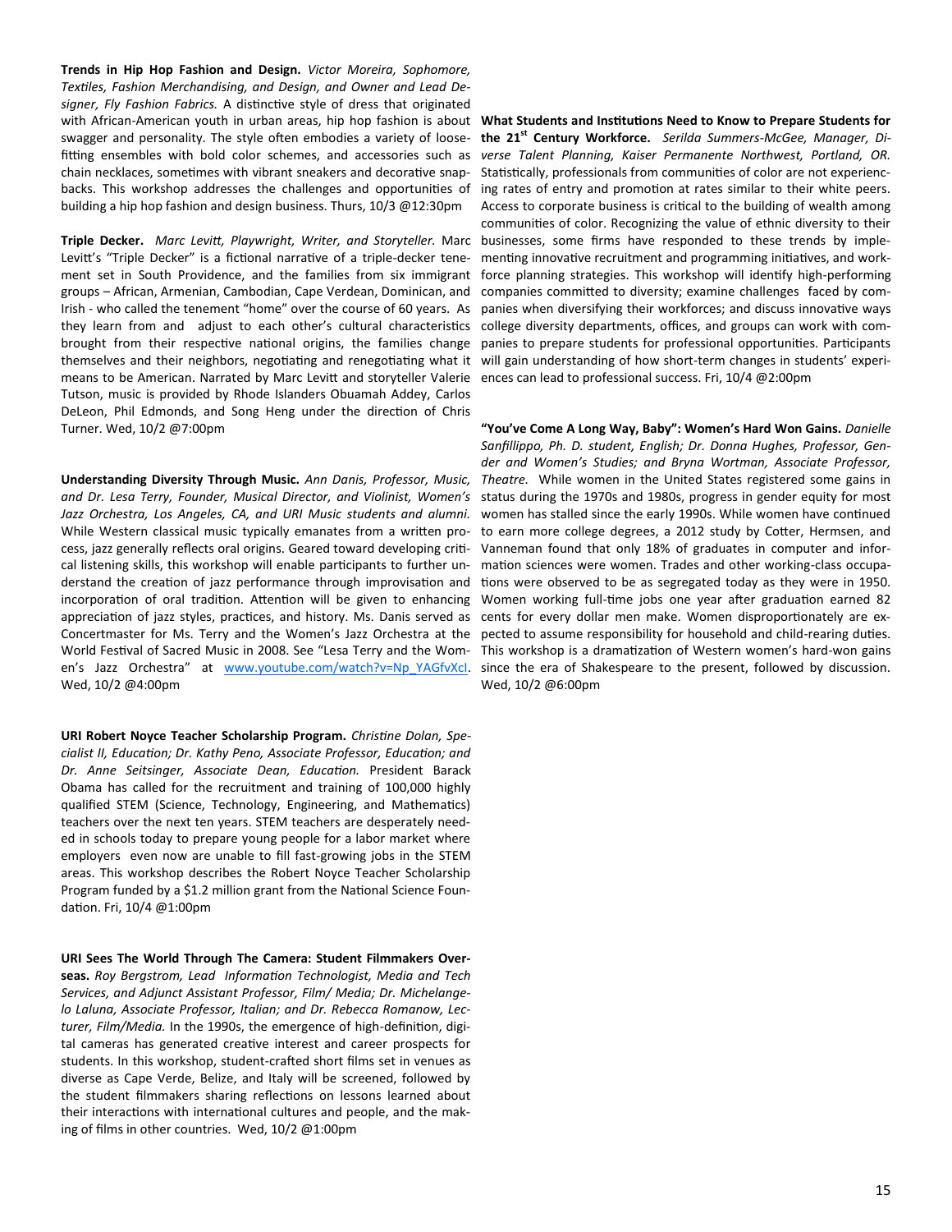**Trends in Hip Hop Fashion and Design.** *Victor Moreira, Sophomore, Textiles, Fashion Merchandising, and Design, and Owner and Lead Designer, Fly Fashion Fabrics.* A distinctive style of dress that originated with African-American youth in urban areas, hip hop fashion is about swagger and personality. The style often embodies a variety of loose-fitting ensembles with bold color schemes, and accessories such as chain necklaces, sometimes with vibrant sneakers and decorative snap-backs. This workshop addresses the challenges and opportunities of building a hip hop fashion and design business. Thurs, 10/3 @12:30pm

**Triple Decker.** *Marc Levitt, Playwright, Writer, and Storyteller.* Marc Levitt's "Triple Decker" is a fictional narrative of a triple-decker tenement set in South Providence, and the families from six immigrant groups – African, Armenian, Cambodian, Cape Verdean, Dominican, and Irish - who called the tenement "home" over the course of 60 years. As they learn from and adjust to each other's cultural characteristics brought from their respective national origins, the families change themselves and their neighbors, negotiating and renegotiating what it means to be American. Narrated by Marc Levitt and storyteller Valerie Tutson, music is provided by Rhode Islanders Obuamah Addey, Carlos DeLeon, Phil Edmonds, and Song Heng under the direction of Chris Turner. Wed, 10/2 @7:00pm

**Understanding Diversity Through Music.** *Ann Danis, Professor, Music, and Dr. Lesa Terry, Founder, Musical Director, and Violinist, Women's Jazz Orchestra, Los Angeles, CA, and URI Music students and alumni.* While Western classical music typically emanates from a written process, jazz generally reflects oral origins. Geared toward developing critical listening skills, this workshop will enable participants to further understand the creation of jazz performance through improvisation and incorporation of oral tradition. Attention will be given to enhancing appreciation of jazz styles, practices, and history. Ms. Danis served as Concertmaster for Ms. Terry and the Women's Jazz Orchestra at the World Festival of Sacred Music in 2008. See "Lesa Terry and the Women's Jazz Orchestra" at www.youtube.com/watch?v=Np_YAGfvXcI. Wed, 10/2 @4:00pm

**URI Robert Noyce Teacher Scholarship Program.** *Christine Dolan, Specialist II, Education; Dr. Kathy Peno, Associate Professor, Education; and Dr. Anne Seitsinger, Associate Dean, Education.* President Barack Obama has called for the recruitment and training of 100,000 highly qualified STEM (Science, Technology, Engineering, and Mathematics) teachers over the next ten years. STEM teachers are desperately needed in schools today to prepare young people for a labor market where employers even now are unable to fill fast-growing jobs in the STEM areas. This workshop describes the Robert Noyce Teacher Scholarship Program funded by a $1.2 million grant from the National Science Foundation. Fri, 10/4 @1:00pm

**URI Sees The World Through The Camera: Student Filmmakers Overseas.** *Roy Bergstrom, Lead Information Technologist, Media and Tech Services, and Adjunct Assistant Professor, Film/ Media; Dr. Michelangelo Laluna, Associate Professor, Italian; and Dr. Rebecca Romanow, Lecturer, Film/Media.* In the 1990s, the emergence of high-definition, digital cameras has generated creative interest and career prospects for students. In this workshop, student-crafted short films set in venues as diverse as Cape Verde, Belize, and Italy will be screened, followed by the student filmmakers sharing reflections on lessons learned about their interactions with international cultures and people, and the making of films in other countries. Wed, 10/2 @1:00pm

**What Students and Institutions Need to Know to Prepare Students for the 21st Century Workforce.** *Serilda Summers-McGee, Manager, Diverse Talent Planning, Kaiser Permanente Northwest, Portland, OR.* Statistically, professionals from communities of color are not experiencing rates of entry and promotion at rates similar to their white peers. Access to corporate business is critical to the building of wealth among communities of color. Recognizing the value of ethnic diversity to their businesses, some firms have responded to these trends by implementing innovative recruitment and programming initiatives, and workforce planning strategies. This workshop will identify high-performing companies committed to diversity; examine challenges faced by companies when diversifying their workforces; and discuss innovative ways college diversity departments, offices, and groups can work with companies to prepare students for professional opportunities. Participants will gain understanding of how short-term changes in students' experiences can lead to professional success. Fri, 10/4 @2:00pm

**"You've Come A Long Way, Baby": Women's Hard Won Gains.** *Danielle Sanfillippo, Ph. D. student, English; Dr. Donna Hughes, Professor, Gender and Women's Studies; and Bryna Wortman, Associate Professor, Theatre.* While women in the United States registered some gains in status during the 1970s and 1980s, progress in gender equity for most women has stalled since the early 1990s. While women have continued to earn more college degrees, a 2012 study by Cotter, Hermsen, and Vanneman found that only 18% of graduates in computer and information sciences were women. Trades and other working-class occupations were observed to be as segregated today as they were in 1950. Women working full-time jobs one year after graduation earned 82 cents for every dollar men make. Women disproportionately are expected to assume responsibility for household and child-rearing duties. This workshop is a dramatization of Western women's hard-won gains since the era of Shakespeare to the present, followed by discussion. Wed, 10/2 @6:00pm